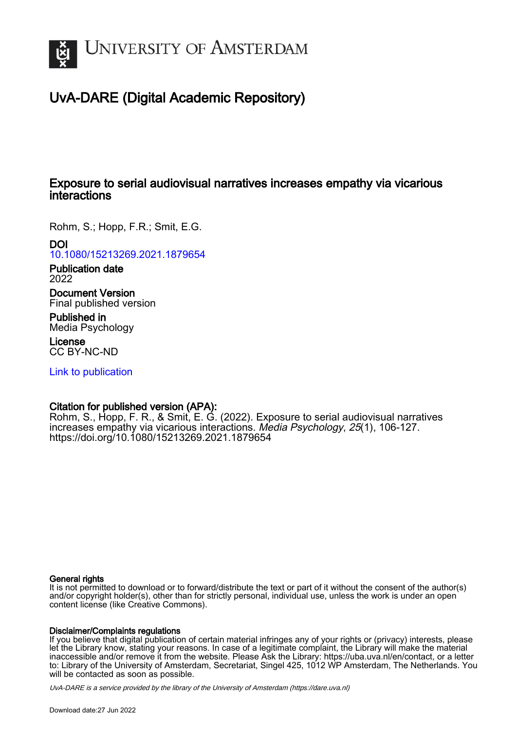# University of Amsterdam

## UvA-DARE (Digital Academic Repository)

### Exposure to serial audiovisual narratives increases empathy via vicarious interactions

Rohm, S.; Hopp, F.R.; Smit, E.G.

**DOI**
10.1080/15213269.2021.1879654

**Publication date**
2022

**Document Version**
Final published version

**Published in**
Media Psychology

**License**
CC BY-NC-ND

Link to publication

**Citation for published version (APA):**
Rohm, S., Hopp, F. R., & Smit, E. G. (2022). Exposure to serial audiovisual narratives increases empathy via vicarious interactions. *Media Psychology*, *25*(1), 106-127. https://doi.org/10.1080/15213269.2021.1879654

**General rights**
It is not permitted to download or to forward/distribute the text or part of it without the consent of the author(s) and/or copyright holder(s), other than for strictly personal, individual use, unless the work is under an open content license (like Creative Commons).

**Disclaimer/Complaints regulations**
If you believe that digital publication of certain material infringes any of your rights or (privacy) interests, please let the Library know, stating your reasons. In case of a legitimate complaint, the Library will make the material inaccessible and/or remove it from the website. Please Ask the Library: https://uba.uva.nl/en/contact, or a letter to: Library of the University of Amsterdam, Secretariat, Singel 425, 1012 WP Amsterdam, The Netherlands. You will be contacted as soon as possible.

*UvA-DARE is a service provided by the library of the University of Amsterdam (https://dare.uva.nl)*

Download date:27 Jun 2022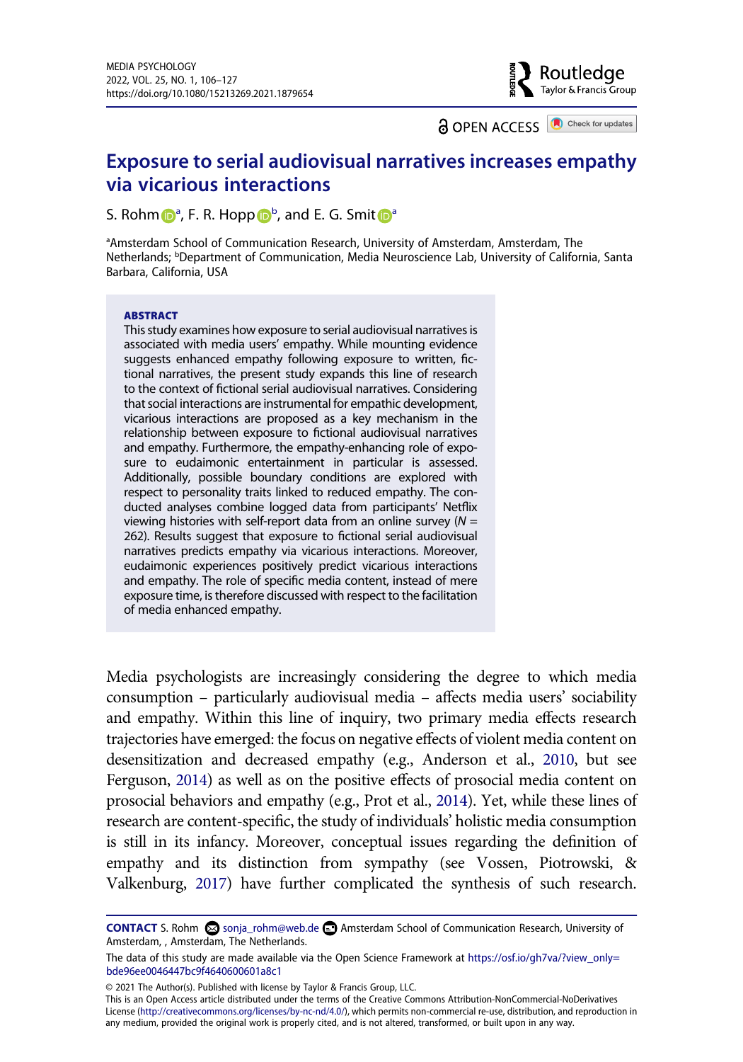# Exposure to serial audiovisual narratives increases empathy via vicarious interactions

S. Rohm[a], F. R. Hopp[b], and E. G. Smit[a]

[a]Amsterdam School of Communication Research, University of Amsterdam, Amsterdam, The Netherlands; [b]Department of Communication, Media Neuroscience Lab, University of California, Santa Barbara, California, USA

### ABSTRACT

This study examines how exposure to serial audiovisual narratives is associated with media users' empathy. While mounting evidence suggests enhanced empathy following exposure to written, fictional narratives, the present study expands this line of research to the context of fictional serial audiovisual narratives. Considering that social interactions are instrumental for empathic development, vicarious interactions are proposed as a key mechanism in the relationship between exposure to fictional audiovisual narratives and empathy. Furthermore, the empathy-enhancing role of exposure to eudaimonic entertainment in particular is assessed. Additionally, possible boundary conditions are explored with respect to personality traits linked to reduced empathy. The conducted analyses combine logged data from participants' Netflix viewing histories with self-report data from an online survey ($N$ = 262). Results suggest that exposure to fictional serial audiovisual narratives predicts empathy via vicarious interactions. Moreover, eudaimonic experiences positively predict vicarious interactions and empathy. The role of specific media content, instead of mere exposure time, is therefore discussed with respect to the facilitation of media enhanced empathy.

Media psychologists are increasingly considering the degree to which media consumption – particularly audiovisual media – affects media users' sociability and empathy. Within this line of inquiry, two primary media effects research trajectories have emerged: the focus on negative effects of violent media content on desensitization and decreased empathy (e.g., Anderson et al., 2010, but see Ferguson, 2014) as well as on the positive effects of prosocial media content on prosocial behaviors and empathy (e.g., Prot et al., 2014). Yet, while these lines of research are content-specific, the study of individuals' holistic media consumption is still in its infancy. Moreover, conceptual issues regarding the definition of empathy and its distinction from sympathy (see Vossen, Piotrowski, & Valkenburg, 2017) have further complicated the synthesis of such research.

**CONTACT** S. Rohm sonja_rohm@web.de Amsterdam School of Communication Research, University of Amsterdam, , Amsterdam, The Netherlands.

The data of this study are made available via the Open Science Framework at https://osf.io/gh7va/?view_only=bde96ee0046447bc9f4640600601a8c1

© 2021 The Author(s). Published with license by Taylor & Francis Group, LLC.
This is an Open Access article distributed under the terms of the Creative Commons Attribution-NonCommercial-NoDerivatives License (http://creativecommons.org/licenses/by-nc-nd/4.0/), which permits non-commercial re-use, distribution, and reproduction in any medium, provided the original work is properly cited, and is not altered, transformed, or built upon in any way.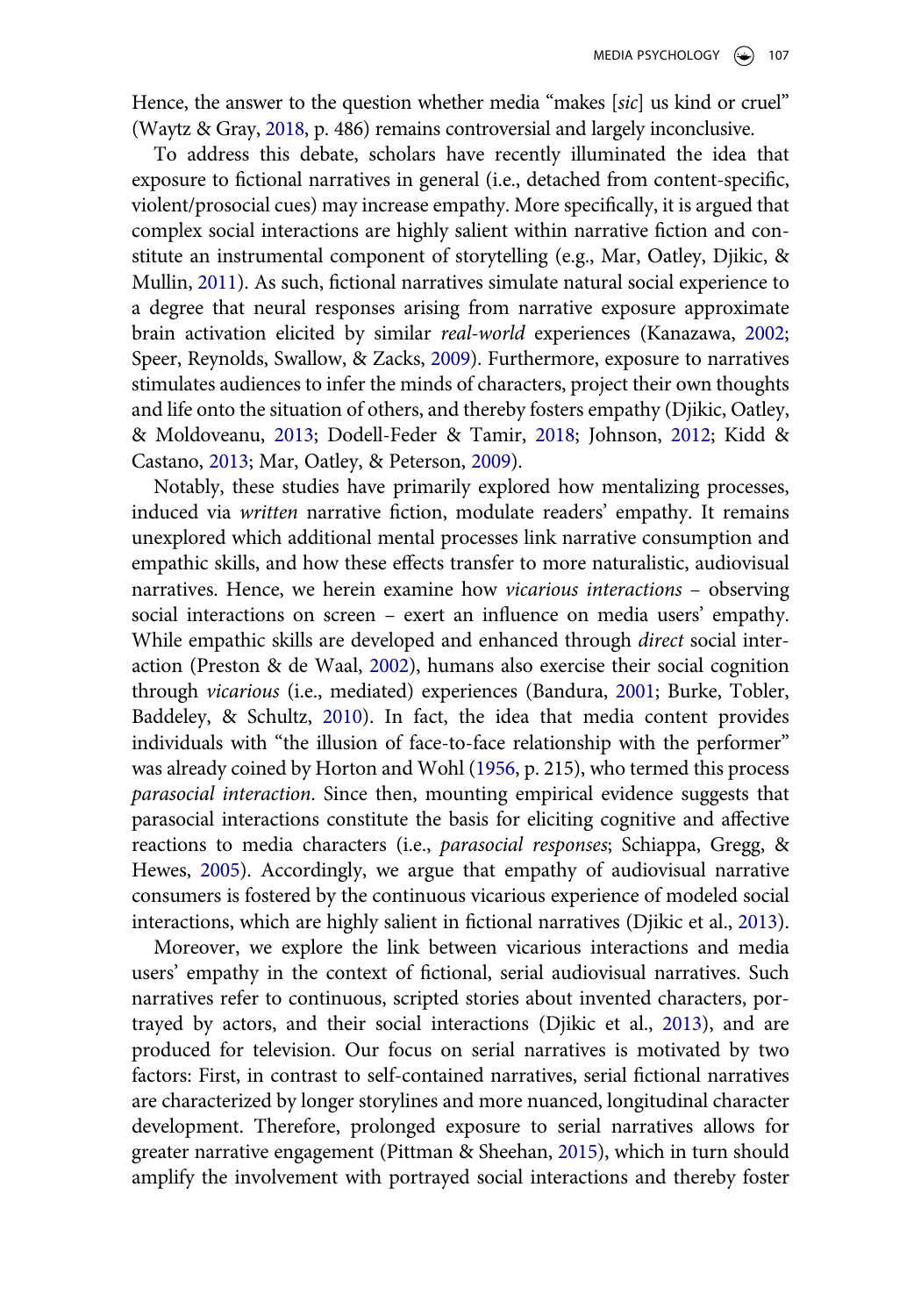Hence, the answer to the question whether media "makes [*sic*] us kind or cruel" (Waytz & Gray, 2018, p. 486) remains controversial and largely inconclusive.

To address this debate, scholars have recently illuminated the idea that exposure to fictional narratives in general (i.e., detached from content-specific, violent/prosocial cues) may increase empathy. More specifically, it is argued that complex social interactions are highly salient within narrative fiction and constitute an instrumental component of storytelling (e.g., Mar, Oatley, Djikic, & Mullin, 2011). As such, fictional narratives simulate natural social experience to a degree that neural responses arising from narrative exposure approximate brain activation elicited by similar *real-world* experiences (Kanazawa, 2002; Speer, Reynolds, Swallow, & Zacks, 2009). Furthermore, exposure to narratives stimulates audiences to infer the minds of characters, project their own thoughts and life onto the situation of others, and thereby fosters empathy (Djikic, Oatley, & Moldoveanu, 2013; Dodell-Feder & Tamir, 2018; Johnson, 2012; Kidd & Castano, 2013; Mar, Oatley, & Peterson, 2009).

Notably, these studies have primarily explored how mentalizing processes, induced via *written* narrative fiction, modulate readers' empathy. It remains unexplored which additional mental processes link narrative consumption and empathic skills, and how these effects transfer to more naturalistic, audiovisual narratives. Hence, we herein examine how *vicarious interactions* – observing social interactions on screen – exert an influence on media users' empathy. While empathic skills are developed and enhanced through *direct* social interaction (Preston & de Waal, 2002), humans also exercise their social cognition through *vicarious* (i.e., mediated) experiences (Bandura, 2001; Burke, Tobler, Baddeley, & Schultz, 2010). In fact, the idea that media content provides individuals with "the illusion of face-to-face relationship with the performer" was already coined by Horton and Wohl (1956, p. 215), who termed this process *parasocial interaction*. Since then, mounting empirical evidence suggests that parasocial interactions constitute the basis for eliciting cognitive and affective reactions to media characters (i.e., *parasocial responses*; Schiappa, Gregg, & Hewes, 2005). Accordingly, we argue that empathy of audiovisual narrative consumers is fostered by the continuous vicarious experience of modeled social interactions, which are highly salient in fictional narratives (Djikic et al., 2013).

Moreover, we explore the link between vicarious interactions and media users' empathy in the context of fictional, serial audiovisual narratives. Such narratives refer to continuous, scripted stories about invented characters, portrayed by actors, and their social interactions (Djikic et al., 2013), and are produced for television. Our focus on serial narratives is motivated by two factors: First, in contrast to self-contained narratives, serial fictional narratives are characterized by longer storylines and more nuanced, longitudinal character development. Therefore, prolonged exposure to serial narratives allows for greater narrative engagement (Pittman & Sheehan, 2015), which in turn should amplify the involvement with portrayed social interactions and thereby foster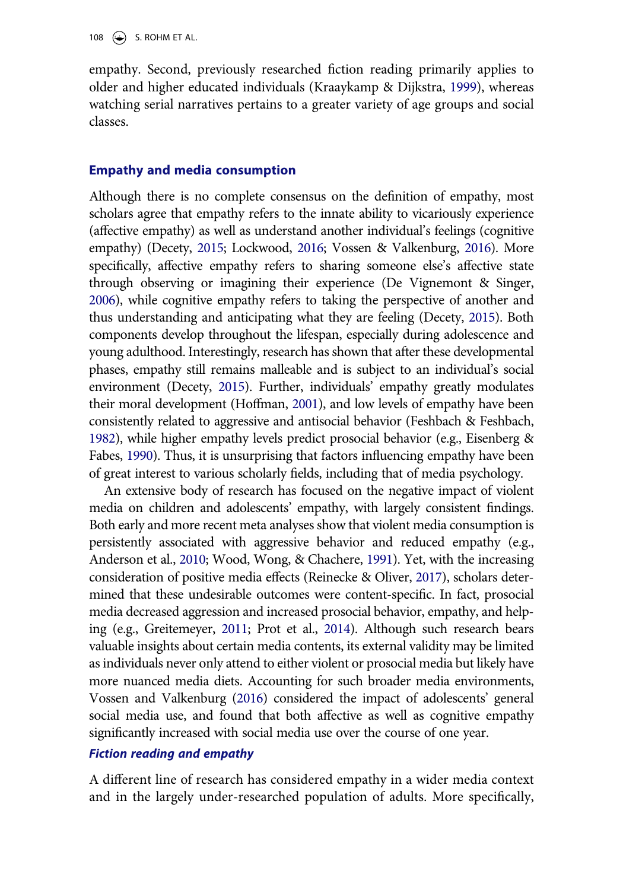empathy. Second, previously researched fiction reading primarily applies to older and higher educated individuals (Kraaykamp & Dijkstra, 1999), whereas watching serial narratives pertains to a greater variety of age groups and social classes.

## Empathy and media consumption

Although there is no complete consensus on the definition of empathy, most scholars agree that empathy refers to the innate ability to vicariously experience (affective empathy) as well as understand another individual's feelings (cognitive empathy) (Decety, 2015; Lockwood, 2016; Vossen & Valkenburg, 2016). More specifically, affective empathy refers to sharing someone else's affective state through observing or imagining their experience (De Vignemont & Singer, 2006), while cognitive empathy refers to taking the perspective of another and thus understanding and anticipating what they are feeling (Decety, 2015). Both components develop throughout the lifespan, especially during adolescence and young adulthood. Interestingly, research has shown that after these developmental phases, empathy still remains malleable and is subject to an individual's social environment (Decety, 2015). Further, individuals' empathy greatly modulates their moral development (Hoffman, 2001), and low levels of empathy have been consistently related to aggressive and antisocial behavior (Feshbach & Feshbach, 1982), while higher empathy levels predict prosocial behavior (e.g., Eisenberg & Fabes, 1990). Thus, it is unsurprising that factors influencing empathy have been of great interest to various scholarly fields, including that of media psychology.

An extensive body of research has focused on the negative impact of violent media on children and adolescents' empathy, with largely consistent findings. Both early and more recent meta analyses show that violent media consumption is persistently associated with aggressive behavior and reduced empathy (e.g., Anderson et al., 2010; Wood, Wong, & Chachere, 1991). Yet, with the increasing consideration of positive media effects (Reinecke & Oliver, 2017), scholars determined that these undesirable outcomes were content-specific. In fact, prosocial media decreased aggression and increased prosocial behavior, empathy, and helping (e.g., Greitemeyer, 2011; Prot et al., 2014). Although such research bears valuable insights about certain media contents, its external validity may be limited as individuals never only attend to either violent or prosocial media but likely have more nuanced media diets. Accounting for such broader media environments, Vossen and Valkenburg (2016) considered the impact of adolescents' general social media use, and found that both affective as well as cognitive empathy significantly increased with social media use over the course of one year.

### *Fiction reading and empathy*

A different line of research has considered empathy in a wider media context and in the largely under-researched population of adults. More specifically,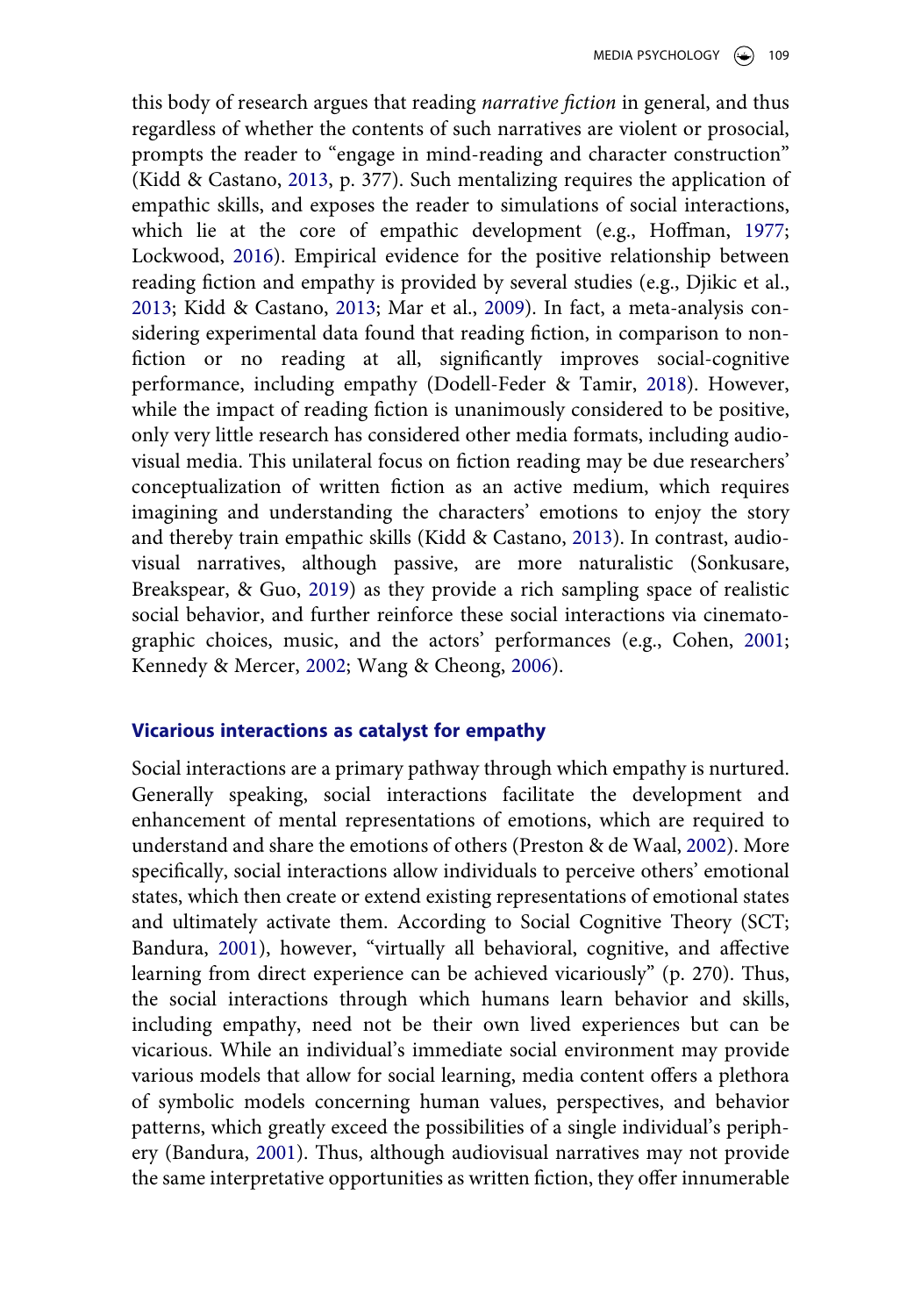this body of research argues that reading *narrative fiction* in general, and thus regardless of whether the contents of such narratives are violent or prosocial, prompts the reader to "engage in mind-reading and character construction" (Kidd & Castano, 2013, p. 377). Such mentalizing requires the application of empathic skills, and exposes the reader to simulations of social interactions, which lie at the core of empathic development (e.g., Hoffman, 1977; Lockwood, 2016). Empirical evidence for the positive relationship between reading fiction and empathy is provided by several studies (e.g., Djikic et al., 2013; Kidd & Castano, 2013; Mar et al., 2009). In fact, a meta-analysis considering experimental data found that reading fiction, in comparison to non-fiction or no reading at all, significantly improves social-cognitive performance, including empathy (Dodell-Feder & Tamir, 2018). However, while the impact of reading fiction is unanimously considered to be positive, only very little research has considered other media formats, including audio-visual media. This unilateral focus on fiction reading may be due researchers' conceptualization of written fiction as an active medium, which requires imagining and understanding the characters' emotions to enjoy the story and thereby train empathic skills (Kidd & Castano, 2013). In contrast, audio-visual narratives, although passive, are more naturalistic (Sonkusare, Breakspear, & Guo, 2019) as they provide a rich sampling space of realistic social behavior, and further reinforce these social interactions via cinematographic choices, music, and the actors' performances (e.g., Cohen, 2001; Kennedy & Mercer, 2002; Wang & Cheong, 2006).

## Vicarious interactions as catalyst for empathy

Social interactions are a primary pathway through which empathy is nurtured. Generally speaking, social interactions facilitate the development and enhancement of mental representations of emotions, which are required to understand and share the emotions of others (Preston & de Waal, 2002). More specifically, social interactions allow individuals to perceive others' emotional states, which then create or extend existing representations of emotional states and ultimately activate them. According to Social Cognitive Theory (SCT; Bandura, 2001), however, "virtually all behavioral, cognitive, and affective learning from direct experience can be achieved vicariously" (p. 270). Thus, the social interactions through which humans learn behavior and skills, including empathy, need not be their own lived experiences but can be vicarious. While an individual's immediate social environment may provide various models that allow for social learning, media content offers a plethora of symbolic models concerning human values, perspectives, and behavior patterns, which greatly exceed the possibilities of a single individual's periphery (Bandura, 2001). Thus, although audiovisual narratives may not provide the same interpretative opportunities as written fiction, they offer innumerable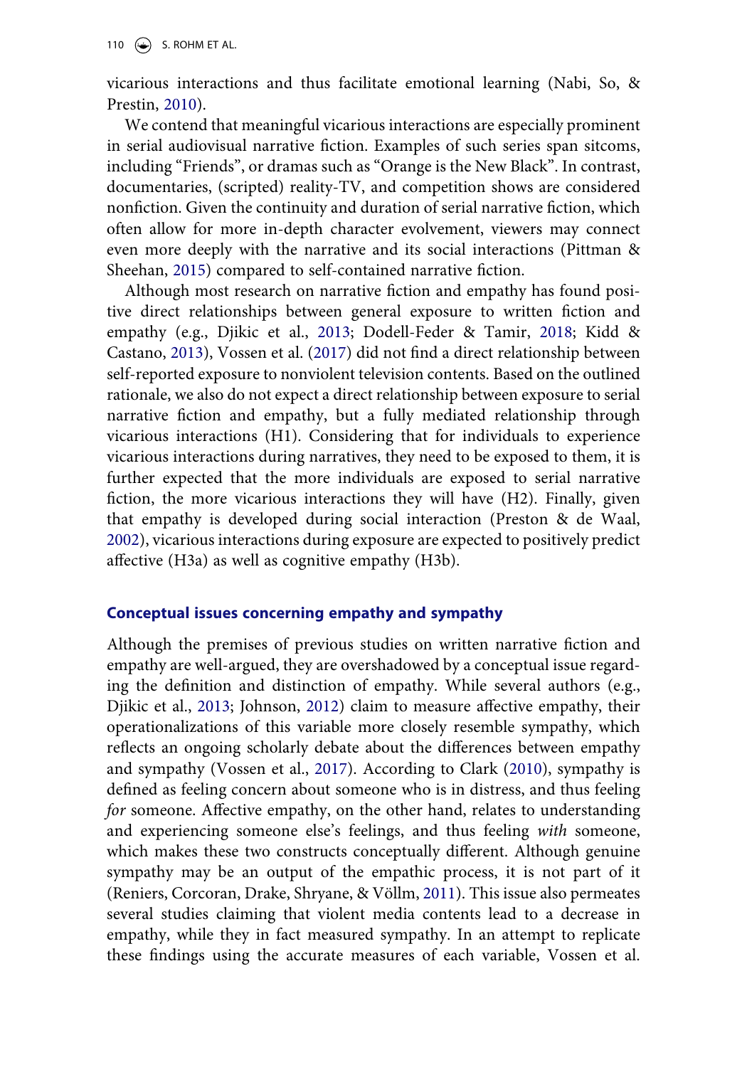vicarious interactions and thus facilitate emotional learning (Nabi, So, & Prestin, 2010).

We contend that meaningful vicarious interactions are especially prominent in serial audiovisual narrative fiction. Examples of such series span sitcoms, including "Friends", or dramas such as "Orange is the New Black". In contrast, documentaries, (scripted) reality-TV, and competition shows are considered nonfiction. Given the continuity and duration of serial narrative fiction, which often allow for more in-depth character evolvement, viewers may connect even more deeply with the narrative and its social interactions (Pittman & Sheehan, 2015) compared to self-contained narrative fiction.

Although most research on narrative fiction and empathy has found positive direct relationships between general exposure to written fiction and empathy (e.g., Djikic et al., 2013; Dodell-Feder & Tamir, 2018; Kidd & Castano, 2013), Vossen et al. (2017) did not find a direct relationship between self-reported exposure to nonviolent television contents. Based on the outlined rationale, we also do not expect a direct relationship between exposure to serial narrative fiction and empathy, but a fully mediated relationship through vicarious interactions (H1). Considering that for individuals to experience vicarious interactions during narratives, they need to be exposed to them, it is further expected that the more individuals are exposed to serial narrative fiction, the more vicarious interactions they will have (H2). Finally, given that empathy is developed during social interaction (Preston & de Waal, 2002), vicarious interactions during exposure are expected to positively predict affective (H3a) as well as cognitive empathy (H3b).

## Conceptual issues concerning empathy and sympathy

Although the premises of previous studies on written narrative fiction and empathy are well-argued, they are overshadowed by a conceptual issue regarding the definition and distinction of empathy. While several authors (e.g., Djikic et al., 2013; Johnson, 2012) claim to measure affective empathy, their operationalizations of this variable more closely resemble sympathy, which reflects an ongoing scholarly debate about the differences between empathy and sympathy (Vossen et al., 2017). According to Clark (2010), sympathy is defined as feeling concern about someone who is in distress, and thus feeling *for* someone. Affective empathy, on the other hand, relates to understanding and experiencing someone else's feelings, and thus feeling *with* someone, which makes these two constructs conceptually different. Although genuine sympathy may be an output of the empathic process, it is not part of it (Reniers, Corcoran, Drake, Shryane, & Völlm, 2011). This issue also permeates several studies claiming that violent media contents lead to a decrease in empathy, while they in fact measured sympathy. In an attempt to replicate these findings using the accurate measures of each variable, Vossen et al.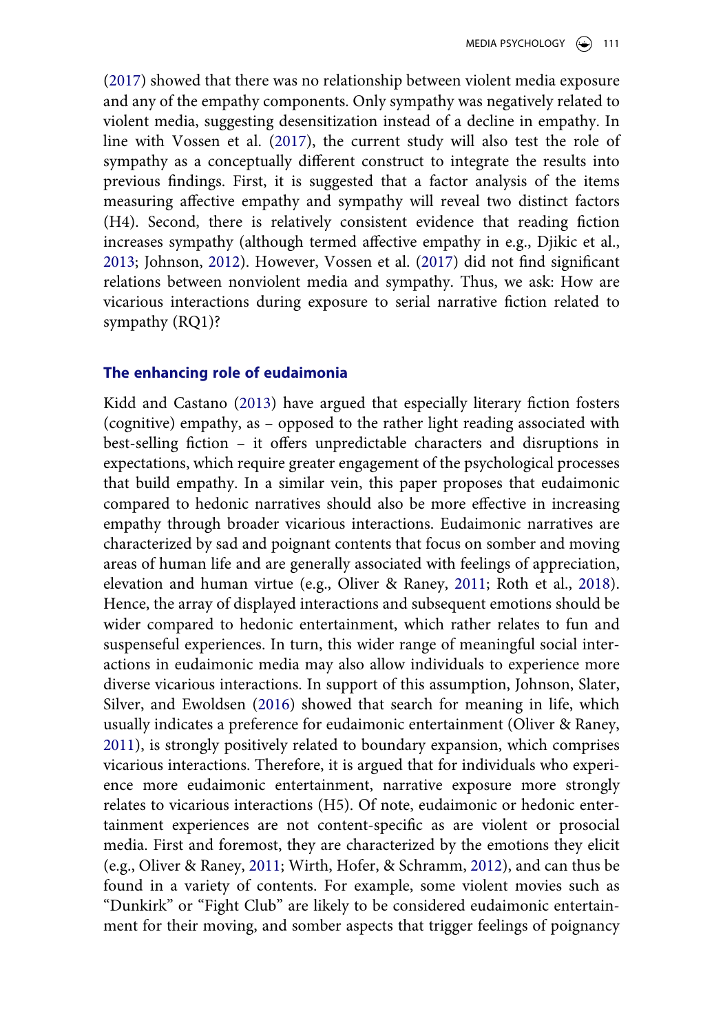(2017) showed that there was no relationship between violent media exposure and any of the empathy components. Only sympathy was negatively related to violent media, suggesting desensitization instead of a decline in empathy. In line with Vossen et al. (2017), the current study will also test the role of sympathy as a conceptually different construct to integrate the results into previous findings. First, it is suggested that a factor analysis of the items measuring affective empathy and sympathy will reveal two distinct factors (H4). Second, there is relatively consistent evidence that reading fiction increases sympathy (although termed affective empathy in e.g., Djikic et al., 2013; Johnson, 2012). However, Vossen et al. (2017) did not find significant relations between nonviolent media and sympathy. Thus, we ask: How are vicarious interactions during exposure to serial narrative fiction related to sympathy (RQ1)?

## The enhancing role of eudaimonia

Kidd and Castano (2013) have argued that especially literary fiction fosters (cognitive) empathy, as – opposed to the rather light reading associated with best-selling fiction – it offers unpredictable characters and disruptions in expectations, which require greater engagement of the psychological processes that build empathy. In a similar vein, this paper proposes that eudaimonic compared to hedonic narratives should also be more effective in increasing empathy through broader vicarious interactions. Eudaimonic narratives are characterized by sad and poignant contents that focus on somber and moving areas of human life and are generally associated with feelings of appreciation, elevation and human virtue (e.g., Oliver & Raney, 2011; Roth et al., 2018). Hence, the array of displayed interactions and subsequent emotions should be wider compared to hedonic entertainment, which rather relates to fun and suspenseful experiences. In turn, this wider range of meaningful social interactions in eudaimonic media may also allow individuals to experience more diverse vicarious interactions. In support of this assumption, Johnson, Slater, Silver, and Ewoldsen (2016) showed that search for meaning in life, which usually indicates a preference for eudaimonic entertainment (Oliver & Raney, 2011), is strongly positively related to boundary expansion, which comprises vicarious interactions. Therefore, it is argued that for individuals who experience more eudaimonic entertainment, narrative exposure more strongly relates to vicarious interactions (H5). Of note, eudaimonic or hedonic entertainment experiences are not content-specific as are violent or prosocial media. First and foremost, they are characterized by the emotions they elicit (e.g., Oliver & Raney, 2011; Wirth, Hofer, & Schramm, 2012), and can thus be found in a variety of contents. For example, some violent movies such as "Dunkirk" or "Fight Club" are likely to be considered eudaimonic entertainment for their moving, and somber aspects that trigger feelings of poignancy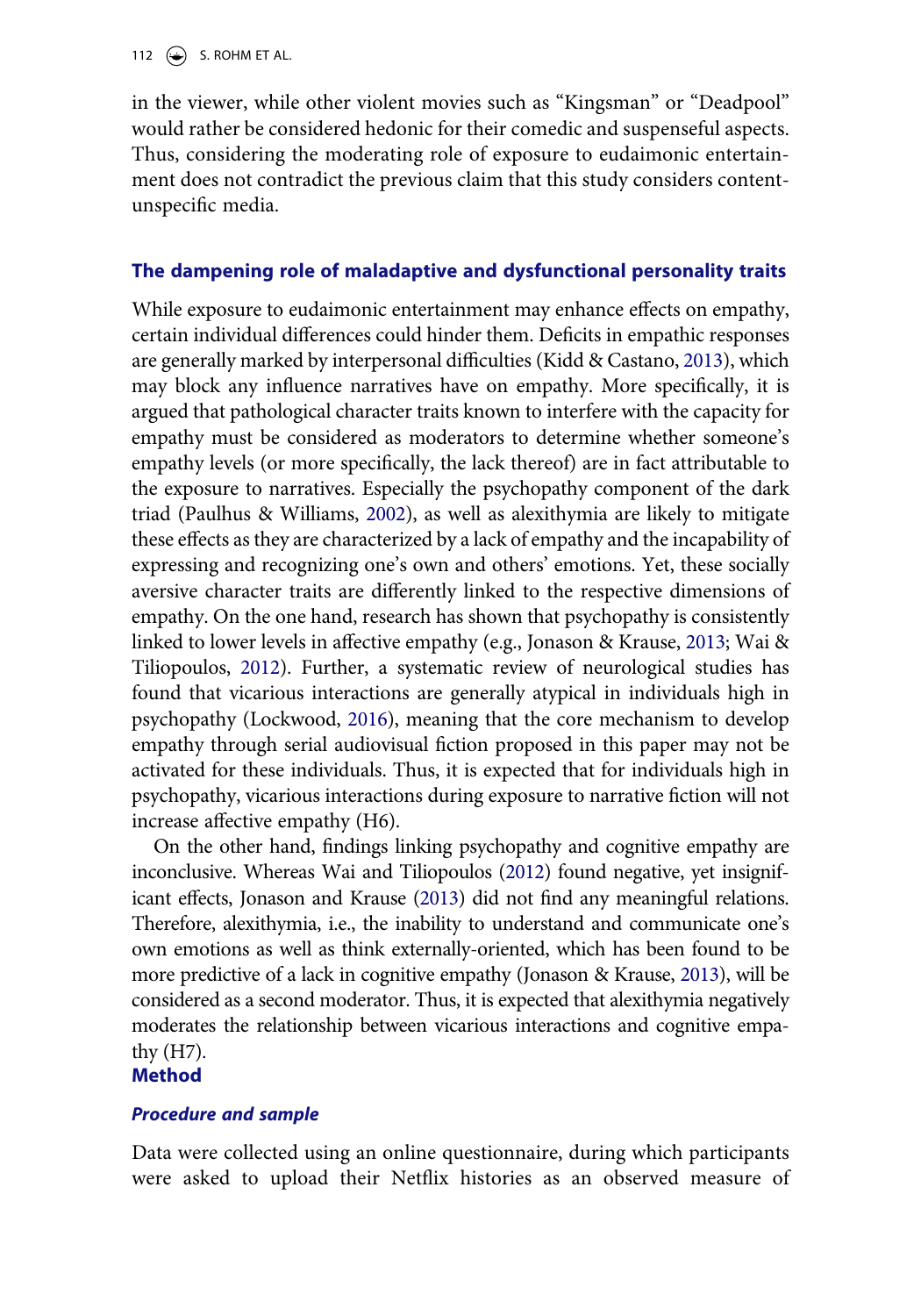in the viewer, while other violent movies such as "Kingsman" or "Deadpool" would rather be considered hedonic for their comedic and suspenseful aspects. Thus, considering the moderating role of exposure to eudaimonic entertainment does not contradict the previous claim that this study considers content-unspecific media.

### The dampening role of maladaptive and dysfunctional personality traits

While exposure to eudaimonic entertainment may enhance effects on empathy, certain individual differences could hinder them. Deficits in empathic responses are generally marked by interpersonal difficulties (Kidd & Castano, 2013), which may block any influence narratives have on empathy. More specifically, it is argued that pathological character traits known to interfere with the capacity for empathy must be considered as moderators to determine whether someone's empathy levels (or more specifically, the lack thereof) are in fact attributable to the exposure to narratives. Especially the psychopathy component of the dark triad (Paulhus & Williams, 2002), as well as alexithymia are likely to mitigate these effects as they are characterized by a lack of empathy and the incapability of expressing and recognizing one's own and others' emotions. Yet, these socially aversive character traits are differently linked to the respective dimensions of empathy. On the one hand, research has shown that psychopathy is consistently linked to lower levels in affective empathy (e.g., Jonason & Krause, 2013; Wai & Tiliopoulos, 2012). Further, a systematic review of neurological studies has found that vicarious interactions are generally atypical in individuals high in psychopathy (Lockwood, 2016), meaning that the core mechanism to develop empathy through serial audiovisual fiction proposed in this paper may not be activated for these individuals. Thus, it is expected that for individuals high in psychopathy, vicarious interactions during exposure to narrative fiction will not increase affective empathy (H6).

On the other hand, findings linking psychopathy and cognitive empathy are inconclusive. Whereas Wai and Tiliopoulos (2012) found negative, yet insignificant effects, Jonason and Krause (2013) did not find any meaningful relations. Therefore, alexithymia, i.e., the inability to understand and communicate one's own emotions as well as think externally-oriented, which has been found to be more predictive of a lack in cognitive empathy (Jonason & Krause, 2013), will be considered as a second moderator. Thus, it is expected that alexithymia negatively moderates the relationship between vicarious interactions and cognitive empathy (H7).

## Method

### *Procedure and sample*

Data were collected using an online questionnaire, during which participants were asked to upload their Netflix histories as an observed measure of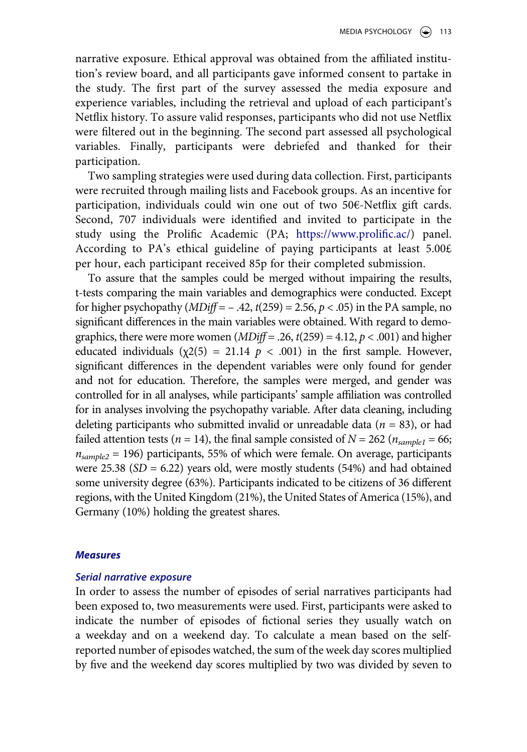narrative exposure. Ethical approval was obtained from the affiliated institution's review board, and all participants gave informed consent to partake in the study. The first part of the survey assessed the media exposure and experience variables, including the retrieval and upload of each participant's Netflix history. To assure valid responses, participants who did not use Netflix were filtered out in the beginning. The second part assessed all psychological variables. Finally, participants were debriefed and thanked for their participation.

Two sampling strategies were used during data collection. First, participants were recruited through mailing lists and Facebook groups. As an incentive for participation, individuals could win one out of two 50€-Netflix gift cards. Second, 707 individuals were identified and invited to participate in the study using the Prolific Academic (PA; https://www.prolific.ac/) panel. According to PA's ethical guideline of paying participants at least 5.00£ per hour, each participant received 85p for their completed submission.

To assure that the samples could be merged without impairing the results, t-tests comparing the main variables and demographics were conducted. Except for higher psychopathy ($MDiff = -.42$, $t(259) = 2.56$, $p < .05$) in the PA sample, no significant differences in the main variables were obtained. With regard to demographics, there were more women ($MDiff = .26$, $t(259) = 4.12$, $p < .001$) and higher educated individuals ($\chi2(5) = 21.14$ $p < .001$) in the first sample. However, significant differences in the dependent variables were only found for gender and not for education. Therefore, the samples were merged, and gender was controlled for in all analyses, while participants' sample affiliation was controlled for in analyses involving the psychopathy variable. After data cleaning, including deleting participants who submitted invalid or unreadable data ($n = 83$), or had failed attention tests ($n = 14$), the final sample consisted of $N = 262$ ($n_{sample1} = 66$; $n_{sample2} = 196$) participants, 55% of which were female. On average, participants were 25.38 ($SD = 6.22$) years old, were mostly students (54%) and had obtained some university degree (63%). Participants indicated to be citizens of 36 different regions, with the United Kingdom (21%), the United States of America (15%), and Germany (10%) holding the greatest shares.

## Measures

### Serial narrative exposure

In order to assess the number of episodes of serial narratives participants had been exposed to, two measurements were used. First, participants were asked to indicate the number of episodes of fictional series they usually watch on a weekday and on a weekend day. To calculate a mean based on the self-reported number of episodes watched, the sum of the week day scores multiplied by five and the weekend day scores multiplied by two was divided by seven to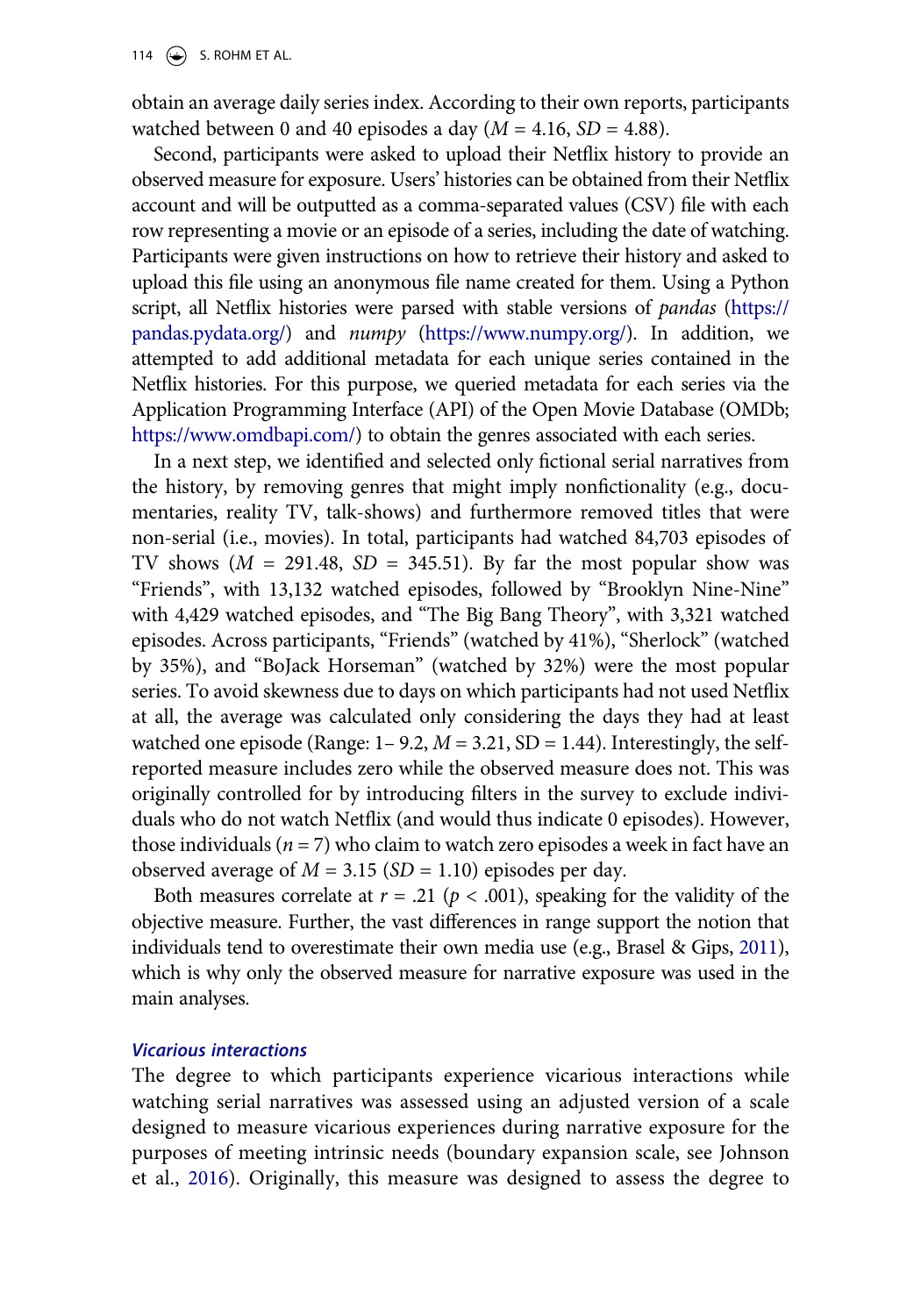obtain an average daily series index. According to their own reports, participants watched between 0 and 40 episodes a day ($M$ = 4.16, $SD$ = 4.88).

Second, participants were asked to upload their Netflix history to provide an observed measure for exposure. Users' histories can be obtained from their Netflix account and will be outputted as a comma-separated values (CSV) file with each row representing a movie or an episode of a series, including the date of watching. Participants were given instructions on how to retrieve their history and asked to upload this file using an anonymous file name created for them. Using a Python script, all Netflix histories were parsed with stable versions of *pandas* (https://pandas.pydata.org/) and *numpy* (https://www.numpy.org/). In addition, we attempted to add additional metadata for each unique series contained in the Netflix histories. For this purpose, we queried metadata for each series via the Application Programming Interface (API) of the Open Movie Database (OMDb; https://www.omdbapi.com/) to obtain the genres associated with each series.

In a next step, we identified and selected only fictional serial narratives from the history, by removing genres that might imply nonfictionality (e.g., documentaries, reality TV, talk-shows) and furthermore removed titles that were non-serial (i.e., movies). In total, participants had watched 84,703 episodes of TV shows ($M$ = 291.48, $SD$ = 345.51). By far the most popular show was "Friends", with 13,132 watched episodes, followed by "Brooklyn Nine-Nine" with 4,429 watched episodes, and "The Big Bang Theory", with 3,321 watched episodes. Across participants, "Friends" (watched by 41%), "Sherlock" (watched by 35%), and "BoJack Horseman" (watched by 32%) were the most popular series. To avoid skewness due to days on which participants had not used Netflix at all, the average was calculated only considering the days they had at least watched one episode (Range: 1– 9.2, $M$ = 3.21, SD = 1.44). Interestingly, the self-reported measure includes zero while the observed measure does not. This was originally controlled for by introducing filters in the survey to exclude individuals who do not watch Netflix (and would thus indicate 0 episodes). However, those individuals ($n$ = 7) who claim to watch zero episodes a week in fact have an observed average of $M$ = 3.15 ($SD$ = 1.10) episodes per day.

Both measures correlate at $r$ = .21 ($p$ < .001), speaking for the validity of the objective measure. Further, the vast differences in range support the notion that individuals tend to overestimate their own media use (e.g., Brasel & Gips, 2011), which is why only the observed measure for narrative exposure was used in the main analyses.

### *Vicarious interactions*

The degree to which participants experience vicarious interactions while watching serial narratives was assessed using an adjusted version of a scale designed to measure vicarious experiences during narrative exposure for the purposes of meeting intrinsic needs (boundary expansion scale, see Johnson et al., 2016). Originally, this measure was designed to assess the degree to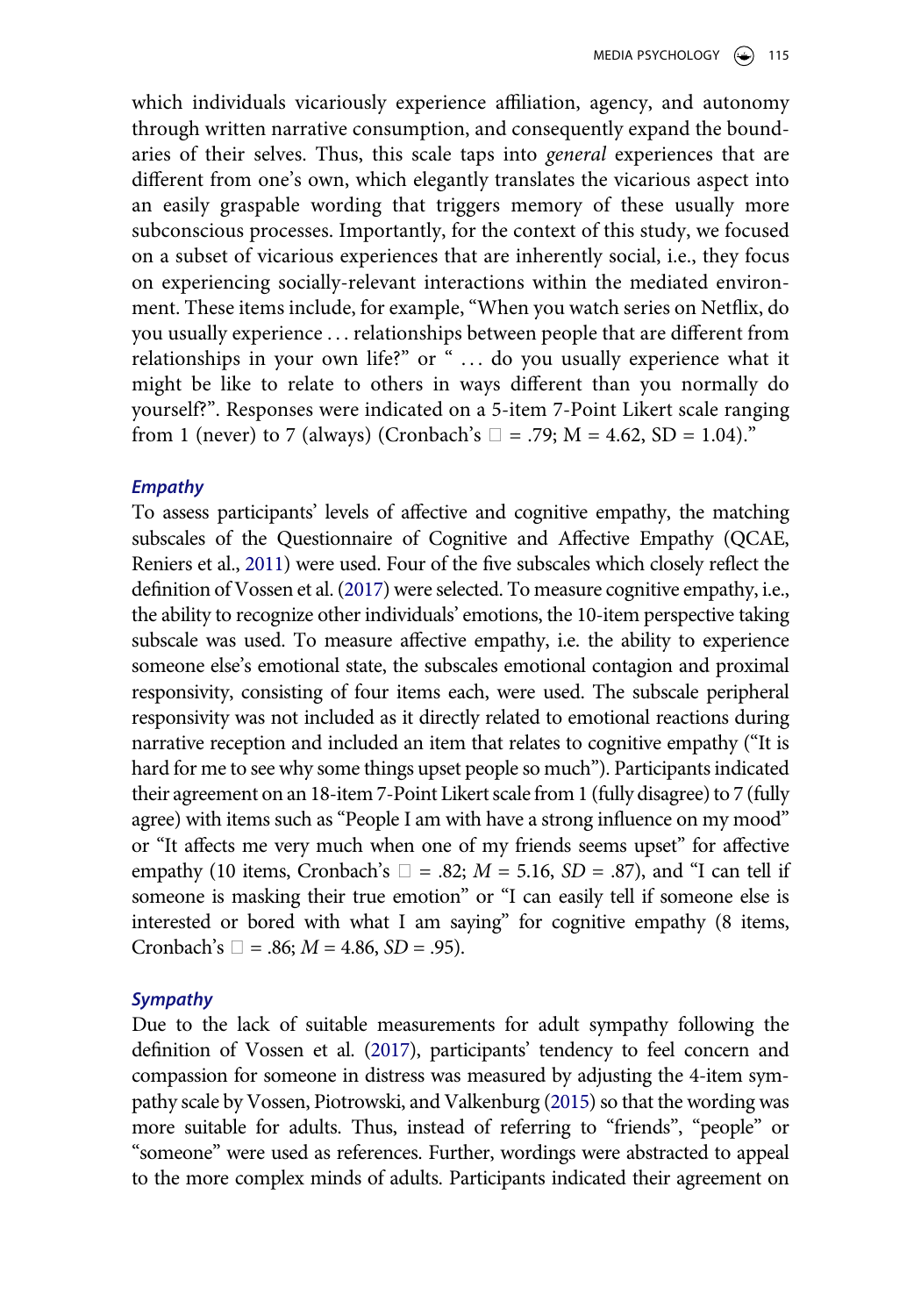which individuals vicariously experience affiliation, agency, and autonomy through written narrative consumption, and consequently expand the boundaries of their selves. Thus, this scale taps into *general* experiences that are different from one's own, which elegantly translates the vicarious aspect into an easily graspable wording that triggers memory of these usually more subconscious processes. Importantly, for the context of this study, we focused on a subset of vicarious experiences that are inherently social, i.e., they focus on experiencing socially-relevant interactions within the mediated environment. These items include, for example, "When you watch series on Netflix, do you usually experience . . . relationships between people that are different from relationships in your own life?" or " . . . do you usually experience what it might be like to relate to others in ways different than you normally do yourself?". Responses were indicated on a 5-item 7-Point Likert scale ranging from 1 (never) to 7 (always) (Cronbach's □ = .79; M = 4.62, SD = 1.04)."

### Empathy

To assess participants' levels of affective and cognitive empathy, the matching subscales of the Questionnaire of Cognitive and Affective Empathy (QCAE, Reniers et al., 2011) were used. Four of the five subscales which closely reflect the definition of Vossen et al. (2017) were selected. To measure cognitive empathy, i.e., the ability to recognize other individuals' emotions, the 10-item perspective taking subscale was used. To measure affective empathy, i.e. the ability to experience someone else's emotional state, the subscales emotional contagion and proximal responsivity, consisting of four items each, were used. The subscale peripheral responsivity was not included as it directly related to emotional reactions during narrative reception and included an item that relates to cognitive empathy ("It is hard for me to see why some things upset people so much"). Participants indicated their agreement on an 18-item 7-Point Likert scale from 1 (fully disagree) to 7 (fully agree) with items such as "People I am with have a strong influence on my mood" or "It affects me very much when one of my friends seems upset" for affective empathy (10 items, Cronbach's □ = .82; *M* = 5.16, *SD* = .87), and "I can tell if someone is masking their true emotion" or "I can easily tell if someone else is interested or bored with what I am saying" for cognitive empathy (8 items, Cronbach's □ = .86; *M* = 4.86, *SD* = .95).

### Sympathy

Due to the lack of suitable measurements for adult sympathy following the definition of Vossen et al. (2017), participants' tendency to feel concern and compassion for someone in distress was measured by adjusting the 4-item sympathy scale by Vossen, Piotrowski, and Valkenburg (2015) so that the wording was more suitable for adults. Thus, instead of referring to "friends", "people" or "someone" were used as references. Further, wordings were abstracted to appeal to the more complex minds of adults. Participants indicated their agreement on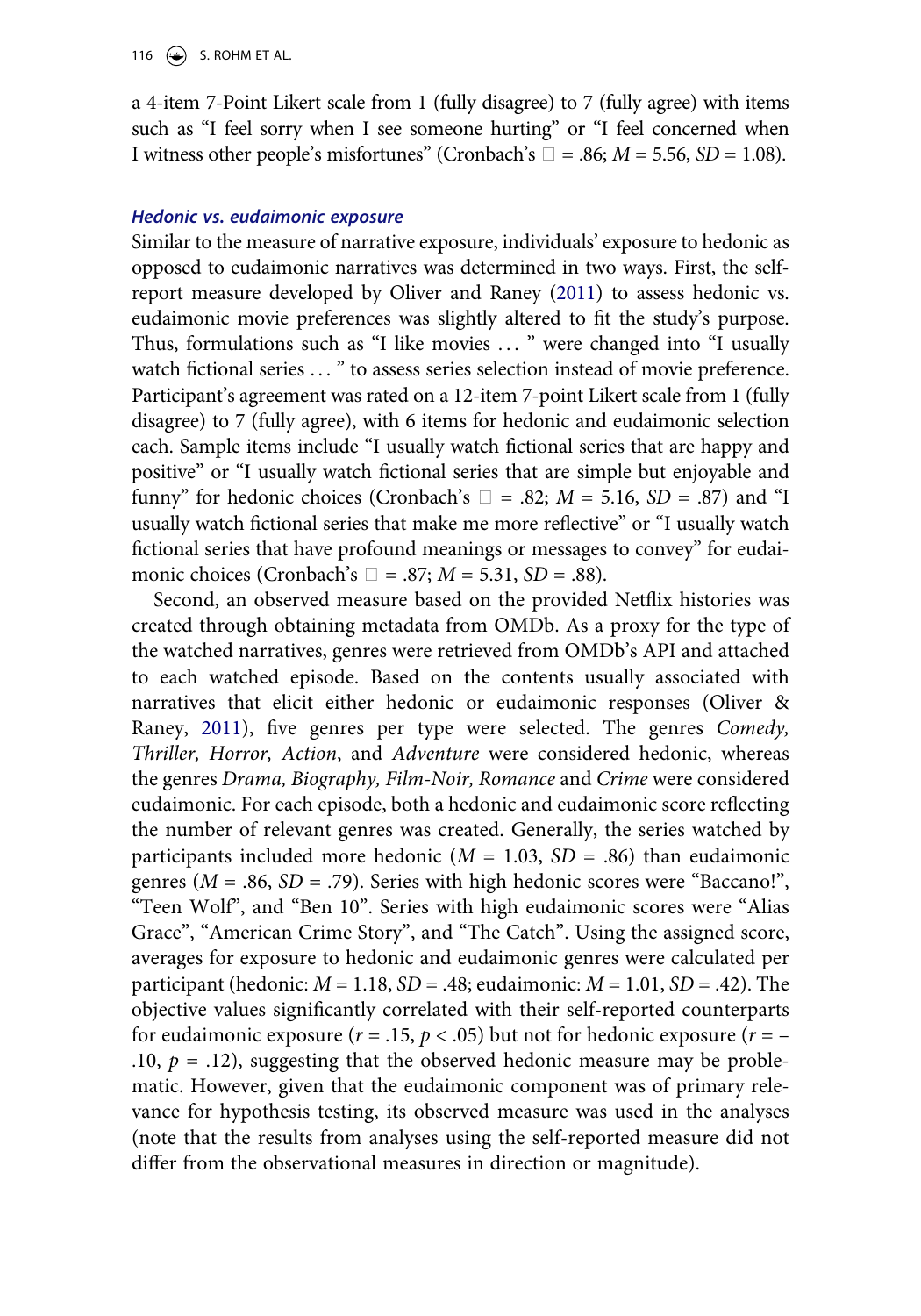a 4-item 7-Point Likert scale from 1 (fully disagree) to 7 (fully agree) with items such as "I feel sorry when I see someone hurting" or "I feel concerned when I witness other people's misfortunes" (Cronbach's $\alpha$ = .86; $M = 5.56$, $SD = 1.08$).

### *Hedonic vs. eudaimonic exposure*

Similar to the measure of narrative exposure, individuals' exposure to hedonic as opposed to eudaimonic narratives was determined in two ways. First, the self-report measure developed by Oliver and Raney (2011) to assess hedonic vs. eudaimonic movie preferences was slightly altered to fit the study's purpose. Thus, formulations such as "I like movies … " were changed into "I usually watch fictional series … " to assess series selection instead of movie preference. Participant's agreement was rated on a 12-item 7-point Likert scale from 1 (fully disagree) to 7 (fully agree), with 6 items for hedonic and eudaimonic selection each. Sample items include "I usually watch fictional series that are happy and positive" or "I usually watch fictional series that are simple but enjoyable and funny" for hedonic choices (Cronbach's $\alpha$ = .82; $M = 5.16$, $SD = .87$) and "I usually watch fictional series that make me more reflective" or "I usually watch fictional series that have profound meanings or messages to convey" for eudaimonic choices (Cronbach's $\alpha$ = .87; $M = 5.31$, $SD = .88$).

Second, an observed measure based on the provided Netflix histories was created through obtaining metadata from OMDb. As a proxy for the type of the watched narratives, genres were retrieved from OMDb's API and attached to each watched episode. Based on the contents usually associated with narratives that elicit either hedonic or eudaimonic responses (Oliver & Raney, 2011), five genres per type were selected. The genres *Comedy, Thriller, Horror, Action*, and *Adventure* were considered hedonic, whereas the genres *Drama, Biography, Film-Noir, Romance* and *Crime* were considered eudaimonic. For each episode, both a hedonic and eudaimonic score reflecting the number of relevant genres was created. Generally, the series watched by participants included more hedonic ($M = 1.03$, $SD = .86$) than eudaimonic genres ($M = .86$, $SD = .79$). Series with high hedonic scores were "Baccano!", "Teen Wolf", and "Ben 10". Series with high eudaimonic scores were "Alias Grace", "American Crime Story", and "The Catch". Using the assigned score, averages for exposure to hedonic and eudaimonic genres were calculated per participant (hedonic: $M = 1.18$, $SD = .48$; eudaimonic: $M = 1.01$, $SD = .42$). The objective values significantly correlated with their self-reported counterparts for eudaimonic exposure ($r = .15$, $p < .05$) but not for hedonic exposure ($r = -.10$, $p = .12$), suggesting that the observed hedonic measure may be problematic. However, given that the eudaimonic component was of primary relevance for hypothesis testing, its observed measure was used in the analyses (note that the results from analyses using the self-reported measure did not differ from the observational measures in direction or magnitude).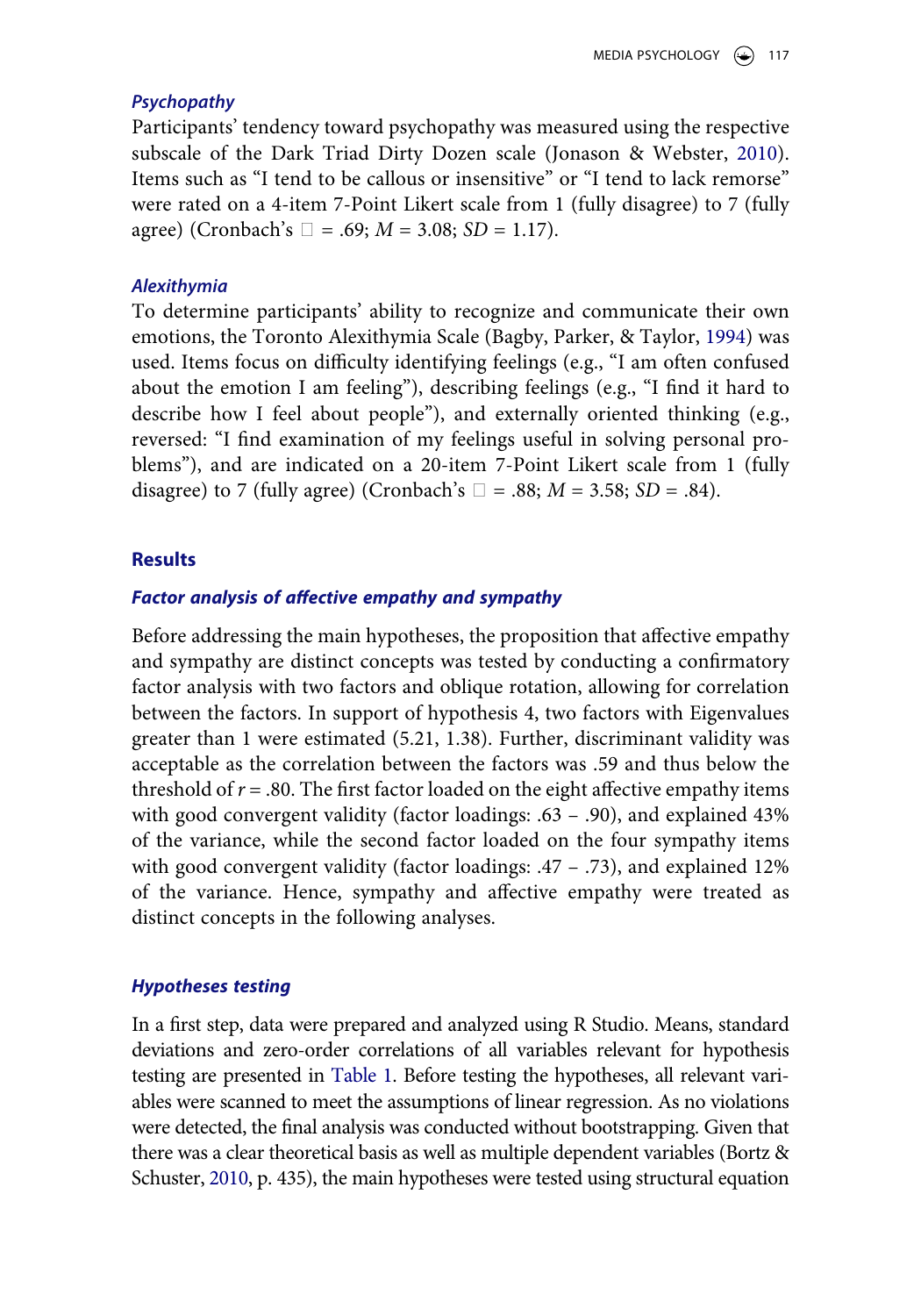### Psychopathy

Participants' tendency toward psychopathy was measured using the respective subscale of the Dark Triad Dirty Dozen scale (Jonason & Webster, 2010). Items such as "I tend to be callous or insensitive" or "I tend to lack remorse" were rated on a 4-item 7-Point Likert scale from 1 (fully disagree) to 7 (fully agree) (Cronbach's □ = .69; *M* = 3.08; *SD* = 1.17).

### Alexithymia

To determine participants' ability to recognize and communicate their own emotions, the Toronto Alexithymia Scale (Bagby, Parker, & Taylor, 1994) was used. Items focus on difficulty identifying feelings (e.g., "I am often confused about the emotion I am feeling"), describing feelings (e.g., "I find it hard to describe how I feel about people"), and externally oriented thinking (e.g., reversed: "I find examination of my feelings useful in solving personal problems"), and are indicated on a 20-item 7-Point Likert scale from 1 (fully disagree) to 7 (fully agree) (Cronbach's □ = .88; *M* = 3.58; *SD* = .84).

## Results

### Factor analysis of affective empathy and sympathy

Before addressing the main hypotheses, the proposition that affective empathy and sympathy are distinct concepts was tested by conducting a confirmatory factor analysis with two factors and oblique rotation, allowing for correlation between the factors. In support of hypothesis 4, two factors with Eigenvalues greater than 1 were estimated (5.21, 1.38). Further, discriminant validity was acceptable as the correlation between the factors was .59 and thus below the threshold of $r = .80$. The first factor loaded on the eight affective empathy items with good convergent validity (factor loadings: .63 – .90), and explained 43% of the variance, while the second factor loaded on the four sympathy items with good convergent validity (factor loadings: .47 – .73), and explained 12% of the variance. Hence, sympathy and affective empathy were treated as distinct concepts in the following analyses.

### Hypotheses testing

In a first step, data were prepared and analyzed using R Studio. Means, standard deviations and zero-order correlations of all variables relevant for hypothesis testing are presented in Table 1. Before testing the hypotheses, all relevant variables were scanned to meet the assumptions of linear regression. As no violations were detected, the final analysis was conducted without bootstrapping. Given that there was a clear theoretical basis as well as multiple dependent variables (Bortz & Schuster, 2010, p. 435), the main hypotheses were tested using structural equation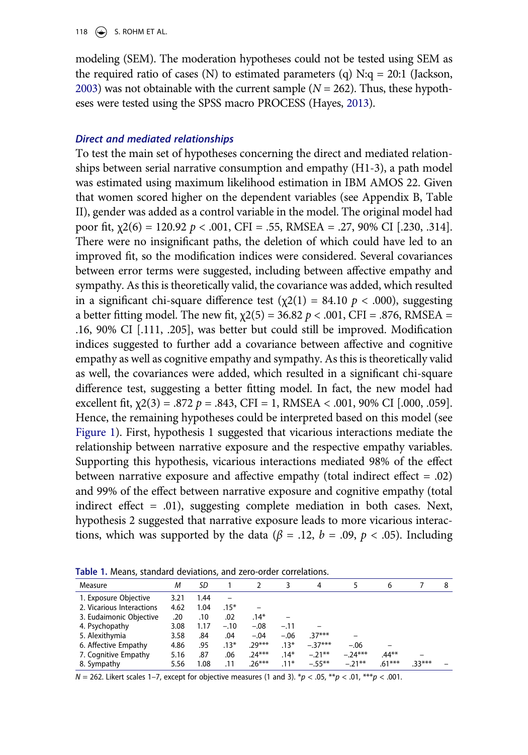modeling (SEM). The moderation hypotheses could not be tested using SEM as the required ratio of cases (N) to estimated parameters (q) N:q = 20:1 (Jackson, 2003) was not obtainable with the current sample ($N = 262$). Thus, these hypotheses were tested using the SPSS macro PROCESS (Hayes, 2013).

### *Direct and mediated relationships*

To test the main set of hypotheses concerning the direct and mediated relationships between serial narrative consumption and empathy (H1-3), a path model was estimated using maximum likelihood estimation in IBM AMOS 22. Given that women scored higher on the dependent variables (see Appendix B, Table II), gender was added as a control variable in the model. The original model had poor fit, $\chi2(6) = 120.92$ $p < .001$, CFI = .55, RMSEA = .27, 90% CI [.230, .314]. There were no insignificant paths, the deletion of which could have led to an improved fit, so the modification indices were considered. Several covariances between error terms were suggested, including between affective empathy and sympathy. As this is theoretically valid, the covariance was added, which resulted in a significant chi-square difference test ($\chi2(1) = 84.10$ $p < .000$), suggesting a better fitting model. The new fit, $\chi2(5) = 36.82$ $p < .001$, CFI = .876, RMSEA = .16, 90% CI [.111, .205], was better but could still be improved. Modification indices suggested to further add a covariance between affective and cognitive empathy as well as cognitive empathy and sympathy. As this is theoretically valid as well, the covariances were added, which resulted in a significant chi-square difference test, suggesting a better fitting model. In fact, the new model had excellent fit, $\chi2(3) = .872$ $p = .843$, CFI = 1, RMSEA < .001, 90% CI [.000, .059]. Hence, the remaining hypotheses could be interpreted based on this model (see Figure 1). First, hypothesis 1 suggested that vicarious interactions mediate the relationship between narrative exposure and the respective empathy variables. Supporting this hypothesis, vicarious interactions mediated 98% of the effect between narrative exposure and affective empathy (total indirect effect = .02) and 99% of the effect between narrative exposure and cognitive empathy (total indirect effect = .01), suggesting complete mediation in both cases. Next, hypothesis 2 suggested that narrative exposure leads to more vicarious interactions, which was supported by the data ($\beta = .12$, $b = .09$, $p < .05$). Including

**Table 1.** Means, standard deviations, and zero-order correlations.

| Measure | *M* | *SD* | 1 | 2 | 3 | 4 | 5 | 6 | 7 | 8 |
|---|---|---|---|---|---|---|---|---|---|---|
| 1. Exposure Objective | 3.21 | 1.44 | – | | | | | | | |
| 2. Vicarious Interactions | 4.62 | 1.04 | .15* | – | | | | | | |
| 3. Eudaimonic Objective | .20 | .10 | .02 | .14* | – | | | | | |
| 4. Psychopathy | 3.08 | 1.17 | −.10 | −.08 | −.11 | – | | | | |
| 5. Alexithymia | 3.58 | .84 | .04 | −.04 | −.06 | .37*** | – | | | |
| 6. Affective Empathy | 4.86 | .95 | .13* | .29*** | .13* | −.37*** | −.06 | – | | |
| 7. Cognitive Empathy | 5.16 | .87 | .06 | .24*** | .14* | −.21** | −.24*** | .44** | – | |
| 8. Sympathy | 5.56 | 1.08 | .11 | .26*** | .11* | −.55** | −.21** | .61*** | .33*** | – |

$N = 262$. Likert scales 1–7, except for objective measures (1 and 3). *$p < .05$, **$p < .01$, ***$p < .001$.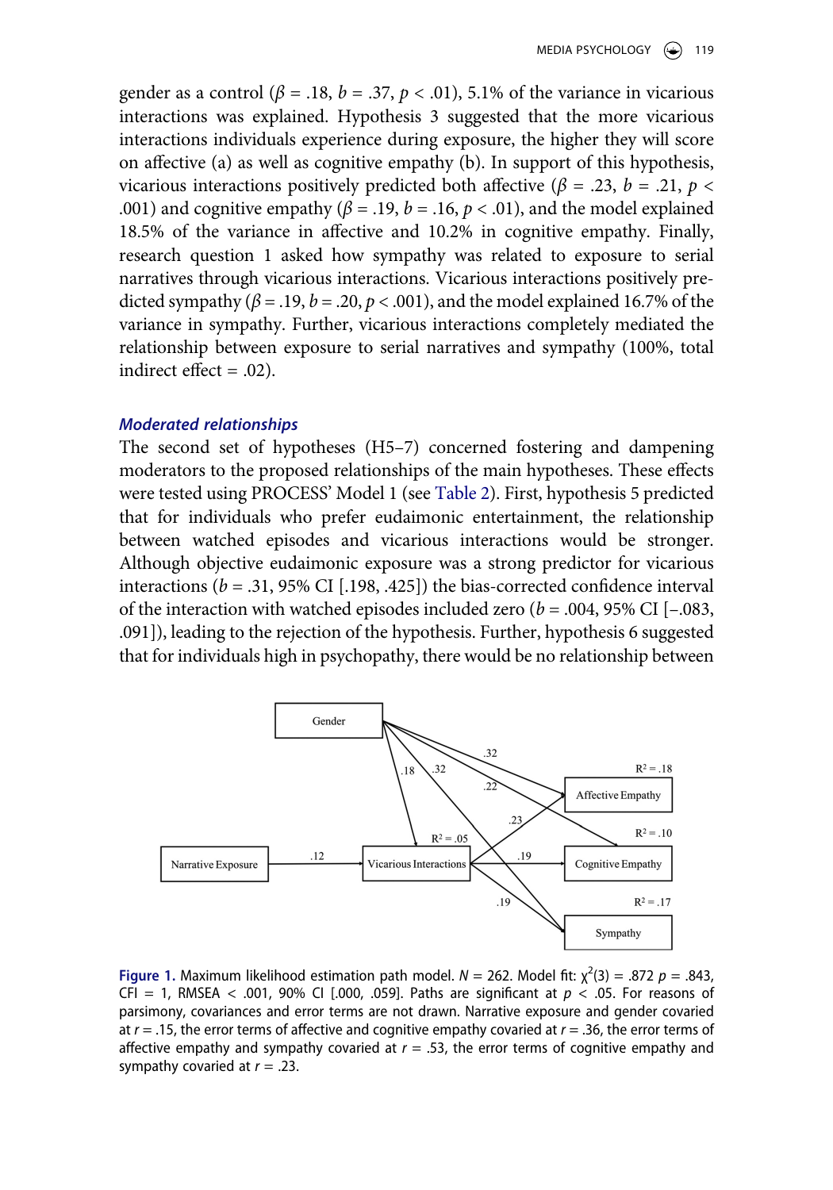gender as a control ($\beta$ = .18, $b$ = .37, $p$ < .01), 5.1% of the variance in vicarious interactions was explained. Hypothesis 3 suggested that the more vicarious interactions individuals experience during exposure, the higher they will score on affective (a) as well as cognitive empathy (b). In support of this hypothesis, vicarious interactions positively predicted both affective ($\beta$ = .23, $b$ = .21, $p$ < .001) and cognitive empathy ($\beta$ = .19, $b$ = .16, $p$ < .01), and the model explained 18.5% of the variance in affective and 10.2% in cognitive empathy. Finally, research question 1 asked how sympathy was related to exposure to serial narratives through vicarious interactions. Vicarious interactions positively predicted sympathy ($\beta$ = .19, $b$ = .20, $p$ < .001), and the model explained 16.7% of the variance in sympathy. Further, vicarious interactions completely mediated the relationship between exposure to serial narratives and sympathy (100%, total indirect effect = .02).

### *Moderated relationships*

The second set of hypotheses (H5–7) concerned fostering and dampening moderators to the proposed relationships of the main hypotheses. These effects were tested using PROCESS' Model 1 (see Table 2). First, hypothesis 5 predicted that for individuals who prefer eudaimonic entertainment, the relationship between watched episodes and vicarious interactions would be stronger. Although objective eudaimonic exposure was a strong predictor for vicarious interactions ($b$ = .31, 95% CI [.198, .425]) the bias-corrected confidence interval of the interaction with watched episodes included zero ($b$ = .004, 95% CI [–.083, .091]), leading to the rejection of the hypothesis. Further, hypothesis 6 suggested that for individuals high in psychopathy, there would be no relationship between

**Figure 1.** Maximum likelihood estimation path model. $N$ = 262. Model fit: $\chi^2(3)$ = .872 $p$ = .843, CFI = 1, RMSEA < .001, 90% CI [.000, .059]. Paths are significant at $p$ < .05. For reasons of parsimony, covariances and error terms are not drawn. Narrative exposure and gender covaried at $r$ = .15, the error terms of affective and cognitive empathy covaried at $r$ = .36, the error terms of affective empathy and sympathy covaried at $r$ = .53, the error terms of cognitive empathy and sympathy covaried at $r$ = .23.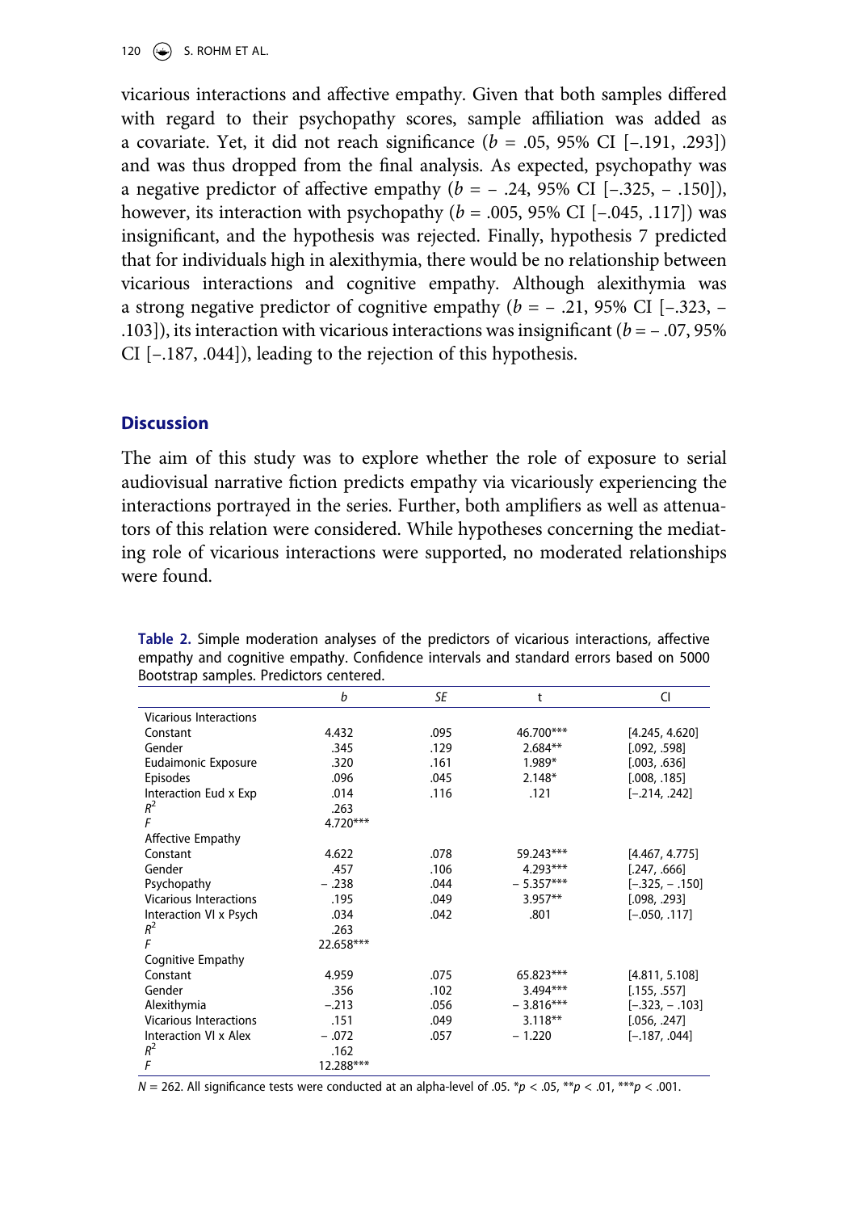vicarious interactions and affective empathy. Given that both samples differed with regard to their psychopathy scores, sample affiliation was added as a covariate. Yet, it did not reach significance ($b$ = .05, 95% CI [−.191, .293]) and was thus dropped from the final analysis. As expected, psychopathy was a negative predictor of affective empathy ($b$ = − .24, 95% CI [−.325, − .150]), however, its interaction with psychopathy ($b$ = .005, 95% CI [−.045, .117]) was insignificant, and the hypothesis was rejected. Finally, hypothesis 7 predicted that for individuals high in alexithymia, there would be no relationship between vicarious interactions and cognitive empathy. Although alexithymia was a strong negative predictor of cognitive empathy ($b$ = − .21, 95% CI [−.323, − .103]), its interaction with vicarious interactions was insignificant ($b$ = − .07, 95% CI [−.187, .044]), leading to the rejection of this hypothesis.

## Discussion

The aim of this study was to explore whether the role of exposure to serial audiovisual narrative fiction predicts empathy via vicariously experiencing the interactions portrayed in the series. Further, both amplifiers as well as attenuators of this relation were considered. While hypotheses concerning the mediating role of vicarious interactions were supported, no moderated relationships were found.

**Table 2.** Simple moderation analyses of the predictors of vicarious interactions, affective empathy and cognitive empathy. Confidence intervals and standard errors based on 5000 Bootstrap samples. Predictors centered.

| | *b* | *SE* | t | CI |
|---|---|---|---|---|
| Vicarious Interactions | | | | |
| Constant | 4.432 | .095 | 46.700*** | [4.245, 4.620] |
| Gender | .345 | .129 | 2.684** | [.092, .598] |
| Eudaimonic Exposure | .320 | .161 | 1.989* | [.003, .636] |
| Episodes | .096 | .045 | 2.148* | [.008, .185] |
| Interaction Eud x Exp | .014 | .116 | .121 | [−.214, .242] |
| $R^2$ | .263 | | | |
| $F$ | 4.720*** | | | |
| Affective Empathy | | | | |
| Constant | 4.622 | .078 | 59.243*** | [4.467, 4.775] |
| Gender | .457 | .106 | 4.293*** | [.247, .666] |
| Psychopathy | − .238 | .044 | − 5.357*** | [−.325, − .150] |
| Vicarious Interactions | .195 | .049 | 3.957** | [.098, .293] |
| Interaction VI x Psych | .034 | .042 | .801 | [−.050, .117] |
| $R^2$ | .263 | | | |
| $F$ | 22.658*** | | | |
| Cognitive Empathy | | | | |
| Constant | 4.959 | .075 | 65.823*** | [4.811, 5.108] |
| Gender | .356 | .102 | 3.494*** | [.155, .557] |
| Alexithymia | −.213 | .056 | − 3.816*** | [−.323, − .103] |
| Vicarious Interactions | .151 | .049 | 3.118** | [.056, .247] |
| Interaction VI x Alex | − .072 | .057 | − 1.220 | [−.187, .044] |
| $R^2$ | .162 | | | |
| $F$ | 12.288*** | | | |

$N$ = 262. All significance tests were conducted at an alpha-level of .05. *$p$ < .05, **$p$ < .01, ***$p$ < .001.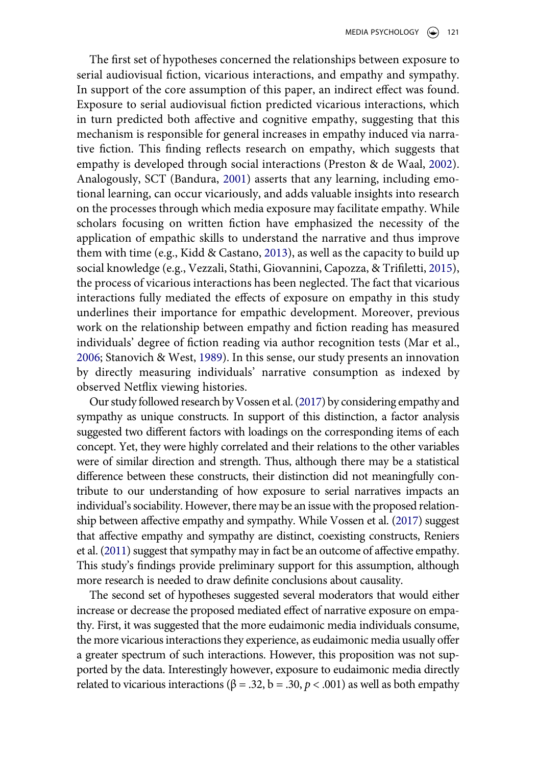The first set of hypotheses concerned the relationships between exposure to serial audiovisual fiction, vicarious interactions, and empathy and sympathy. In support of the core assumption of this paper, an indirect effect was found. Exposure to serial audiovisual fiction predicted vicarious interactions, which in turn predicted both affective and cognitive empathy, suggesting that this mechanism is responsible for general increases in empathy induced via narrative fiction. This finding reflects research on empathy, which suggests that empathy is developed through social interactions (Preston & de Waal, 2002). Analogously, SCT (Bandura, 2001) asserts that any learning, including emotional learning, can occur vicariously, and adds valuable insights into research on the processes through which media exposure may facilitate empathy. While scholars focusing on written fiction have emphasized the necessity of the application of empathic skills to understand the narrative and thus improve them with time (e.g., Kidd & Castano, 2013), as well as the capacity to build up social knowledge (e.g., Vezzali, Stathi, Giovannini, Capozza, & Trifiletti, 2015), the process of vicarious interactions has been neglected. The fact that vicarious interactions fully mediated the effects of exposure on empathy in this study underlines their importance for empathic development. Moreover, previous work on the relationship between empathy and fiction reading has measured individuals' degree of fiction reading via author recognition tests (Mar et al., 2006; Stanovich & West, 1989). In this sense, our study presents an innovation by directly measuring individuals' narrative consumption as indexed by observed Netflix viewing histories.

Our study followed research by Vossen et al. (2017) by considering empathy and sympathy as unique constructs. In support of this distinction, a factor analysis suggested two different factors with loadings on the corresponding items of each concept. Yet, they were highly correlated and their relations to the other variables were of similar direction and strength. Thus, although there may be a statistical difference between these constructs, their distinction did not meaningfully contribute to our understanding of how exposure to serial narratives impacts an individual's sociability. However, there may be an issue with the proposed relationship between affective empathy and sympathy. While Vossen et al. (2017) suggest that affective empathy and sympathy are distinct, coexisting constructs, Reniers et al. (2011) suggest that sympathy may in fact be an outcome of affective empathy. This study's findings provide preliminary support for this assumption, although more research is needed to draw definite conclusions about causality.

The second set of hypotheses suggested several moderators that would either increase or decrease the proposed mediated effect of narrative exposure on empathy. First, it was suggested that the more eudaimonic media individuals consume, the more vicarious interactions they experience, as eudaimonic media usually offer a greater spectrum of such interactions. However, this proposition was not supported by the data. Interestingly however, exposure to eudaimonic media directly related to vicarious interactions ($\beta = .32$, $b = .30$, $p < .001$) as well as both empathy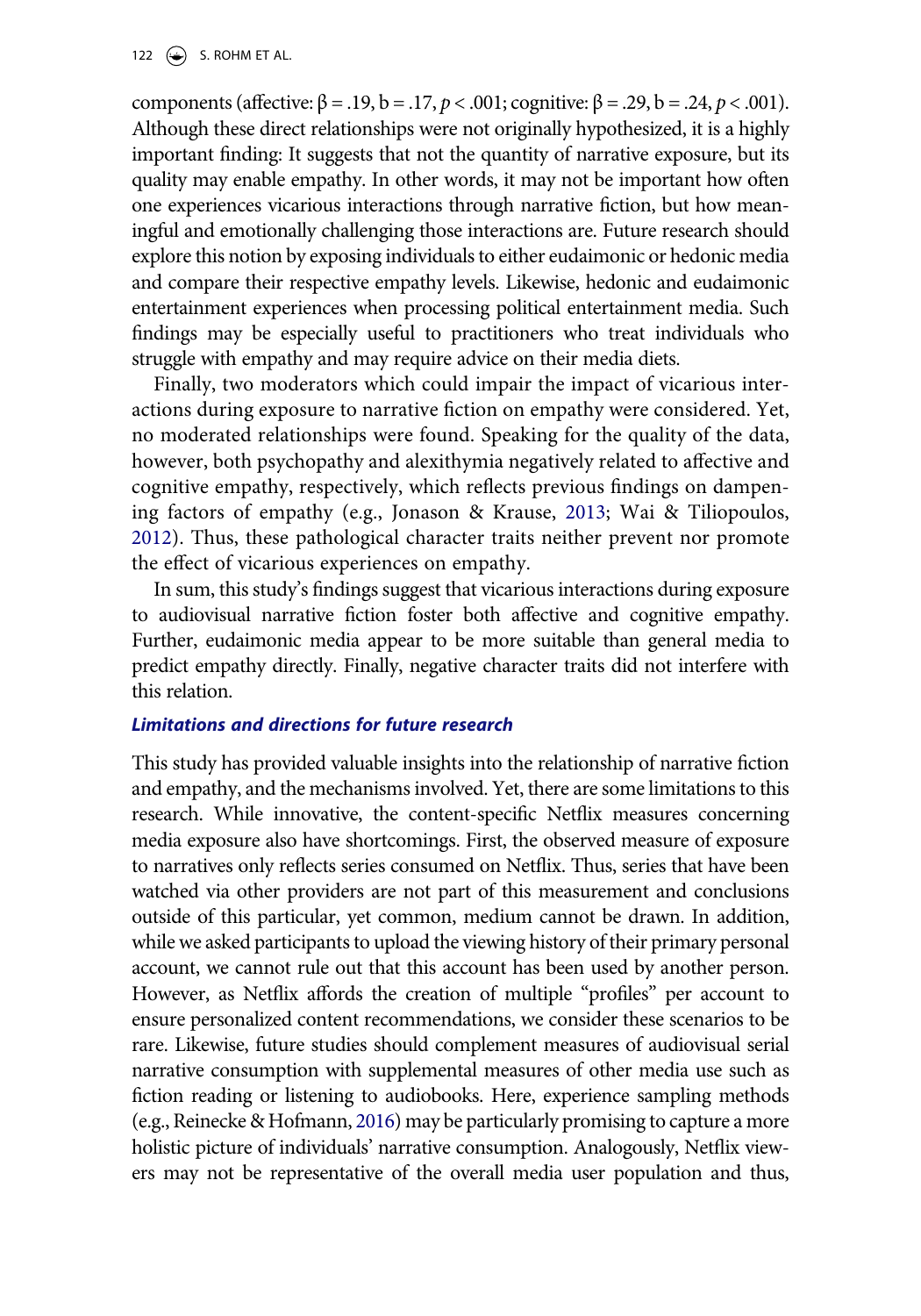components (affective: $\beta = .19$, $b = .17$, $p < .001$; cognitive: $\beta = .29$, $b = .24$, $p < .001$). Although these direct relationships were not originally hypothesized, it is a highly important finding: It suggests that not the quantity of narrative exposure, but its quality may enable empathy. In other words, it may not be important how often one experiences vicarious interactions through narrative fiction, but how meaningful and emotionally challenging those interactions are. Future research should explore this notion by exposing individuals to either eudaimonic or hedonic media and compare their respective empathy levels. Likewise, hedonic and eudaimonic entertainment experiences when processing political entertainment media. Such findings may be especially useful to practitioners who treat individuals who struggle with empathy and may require advice on their media diets.

Finally, two moderators which could impair the impact of vicarious interactions during exposure to narrative fiction on empathy were considered. Yet, no moderated relationships were found. Speaking for the quality of the data, however, both psychopathy and alexithymia negatively related to affective and cognitive empathy, respectively, which reflects previous findings on dampening factors of empathy (e.g., Jonason & Krause, 2013; Wai & Tiliopoulos, 2012). Thus, these pathological character traits neither prevent nor promote the effect of vicarious experiences on empathy.

In sum, this study's findings suggest that vicarious interactions during exposure to audiovisual narrative fiction foster both affective and cognitive empathy. Further, eudaimonic media appear to be more suitable than general media to predict empathy directly. Finally, negative character traits did not interfere with this relation.

### *Limitations and directions for future research*

This study has provided valuable insights into the relationship of narrative fiction and empathy, and the mechanisms involved. Yet, there are some limitations to this research. While innovative, the content-specific Netflix measures concerning media exposure also have shortcomings. First, the observed measure of exposure to narratives only reflects series consumed on Netflix. Thus, series that have been watched via other providers are not part of this measurement and conclusions outside of this particular, yet common, medium cannot be drawn. In addition, while we asked participants to upload the viewing history of their primary personal account, we cannot rule out that this account has been used by another person. However, as Netflix affords the creation of multiple "profiles" per account to ensure personalized content recommendations, we consider these scenarios to be rare. Likewise, future studies should complement measures of audiovisual serial narrative consumption with supplemental measures of other media use such as fiction reading or listening to audiobooks. Here, experience sampling methods (e.g., Reinecke & Hofmann, 2016) may be particularly promising to capture a more holistic picture of individuals' narrative consumption. Analogously, Netflix viewers may not be representative of the overall media user population and thus,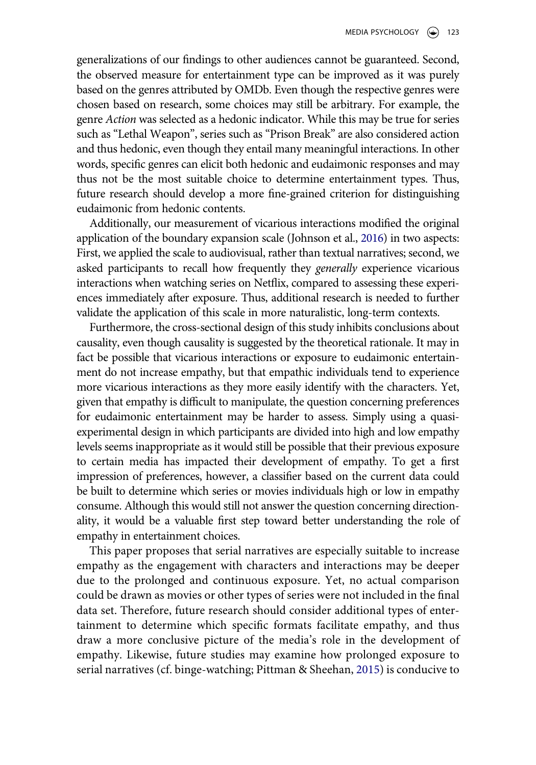generalizations of our findings to other audiences cannot be guaranteed. Second, the observed measure for entertainment type can be improved as it was purely based on the genres attributed by OMDb. Even though the respective genres were chosen based on research, some choices may still be arbitrary. For example, the genre *Action* was selected as a hedonic indicator. While this may be true for series such as "Lethal Weapon", series such as "Prison Break" are also considered action and thus hedonic, even though they entail many meaningful interactions. In other words, specific genres can elicit both hedonic and eudaimonic responses and may thus not be the most suitable choice to determine entertainment types. Thus, future research should develop a more fine-grained criterion for distinguishing eudaimonic from hedonic contents.

Additionally, our measurement of vicarious interactions modified the original application of the boundary expansion scale (Johnson et al., 2016) in two aspects: First, we applied the scale to audiovisual, rather than textual narratives; second, we asked participants to recall how frequently they *generally* experience vicarious interactions when watching series on Netflix, compared to assessing these experiences immediately after exposure. Thus, additional research is needed to further validate the application of this scale in more naturalistic, long-term contexts.

Furthermore, the cross-sectional design of this study inhibits conclusions about causality, even though causality is suggested by the theoretical rationale. It may in fact be possible that vicarious interactions or exposure to eudaimonic entertainment do not increase empathy, but that empathic individuals tend to experience more vicarious interactions as they more easily identify with the characters. Yet, given that empathy is difficult to manipulate, the question concerning preferences for eudaimonic entertainment may be harder to assess. Simply using a quasi-experimental design in which participants are divided into high and low empathy levels seems inappropriate as it would still be possible that their previous exposure to certain media has impacted their development of empathy. To get a first impression of preferences, however, a classifier based on the current data could be built to determine which series or movies individuals high or low in empathy consume. Although this would still not answer the question concerning directionality, it would be a valuable first step toward better understanding the role of empathy in entertainment choices.

This paper proposes that serial narratives are especially suitable to increase empathy as the engagement with characters and interactions may be deeper due to the prolonged and continuous exposure. Yet, no actual comparison could be drawn as movies or other types of series were not included in the final data set. Therefore, future research should consider additional types of entertainment to determine which specific formats facilitate empathy, and thus draw a more conclusive picture of the media's role in the development of empathy. Likewise, future studies may examine how prolonged exposure to serial narratives (cf. binge-watching; Pittman & Sheehan, 2015) is conducive to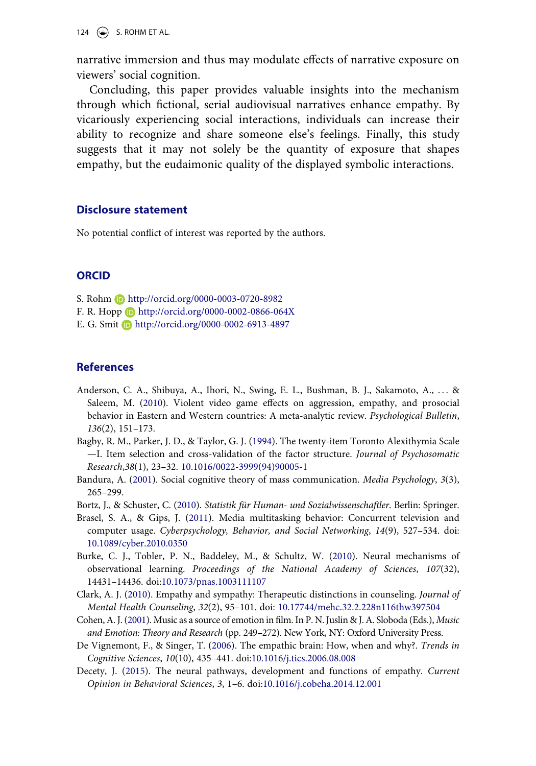narrative immersion and thus may modulate effects of narrative exposure on viewers' social cognition.

Concluding, this paper provides valuable insights into the mechanism through which fictional, serial audiovisual narratives enhance empathy. By vicariously experiencing social interactions, individuals can increase their ability to recognize and share someone else's feelings. Finally, this study suggests that it may not solely be the quantity of exposure that shapes empathy, but the eudaimonic quality of the displayed symbolic interactions.

## Disclosure statement

No potential conflict of interest was reported by the authors.

## ORCID

S. Rohm http://orcid.org/0000-0003-0720-8982
F. R. Hopp http://orcid.org/0000-0002-0866-064X
E. G. Smit http://orcid.org/0000-0002-6913-4897

## References

Anderson, C. A., Shibuya, A., Ihori, N., Swing, E. L., Bushman, B. J., Sakamoto, A., … & Saleem, M. (2010). Violent video game effects on aggression, empathy, and prosocial behavior in Eastern and Western countries: A meta-analytic review. *Psychological Bulletin*, *136*(2), 151–173.

Bagby, R. M., Parker, J. D., & Taylor, G. J. (1994). The twenty-item Toronto Alexithymia Scale —I. Item selection and cross-validation of the factor structure. *Journal of Psychosomatic Research*,*38*(1), 23–32. 10.1016/0022-3999(94)90005-1

Bandura, A. (2001). Social cognitive theory of mass communication. *Media Psychology*, *3*(3), 265–299.

Bortz, J., & Schuster, C. (2010). *Statistik für Human- und Sozialwissenschaftler*. Berlin: Springer.

Brasel, S. A., & Gips, J. (2011). Media multitasking behavior: Concurrent television and computer usage. *Cyberpsychology, Behavior, and Social Networking*, *14*(9), 527–534. doi: 10.1089/cyber.2010.0350

Burke, C. J., Tobler, P. N., Baddeley, M., & Schultz, W. (2010). Neural mechanisms of observational learning. *Proceedings of the National Academy of Sciences*, *107*(32), 14431–14436. doi:10.1073/pnas.1003111107

Clark, A. J. (2010). Empathy and sympathy: Therapeutic distinctions in counseling. *Journal of Mental Health Counseling*, *32*(2), 95–101. doi: 10.17744/mehc.32.2.228n116thw397504

Cohen, A. J. (2001). Music as a source of emotion in film. In P. N. Juslin & J. A. Sloboda (Eds.), *Music and Emotion: Theory and Research* (pp. 249–272). New York, NY: Oxford University Press.

De Vignemont, F., & Singer, T. (2006). The empathic brain: How, when and why?. *Trends in Cognitive Sciences*, *10*(10), 435–441. doi:10.1016/j.tics.2006.08.008

Decety, J. (2015). The neural pathways, development and functions of empathy. *Current Opinion in Behavioral Sciences*, *3*, 1–6. doi:10.1016/j.cobeha.2014.12.001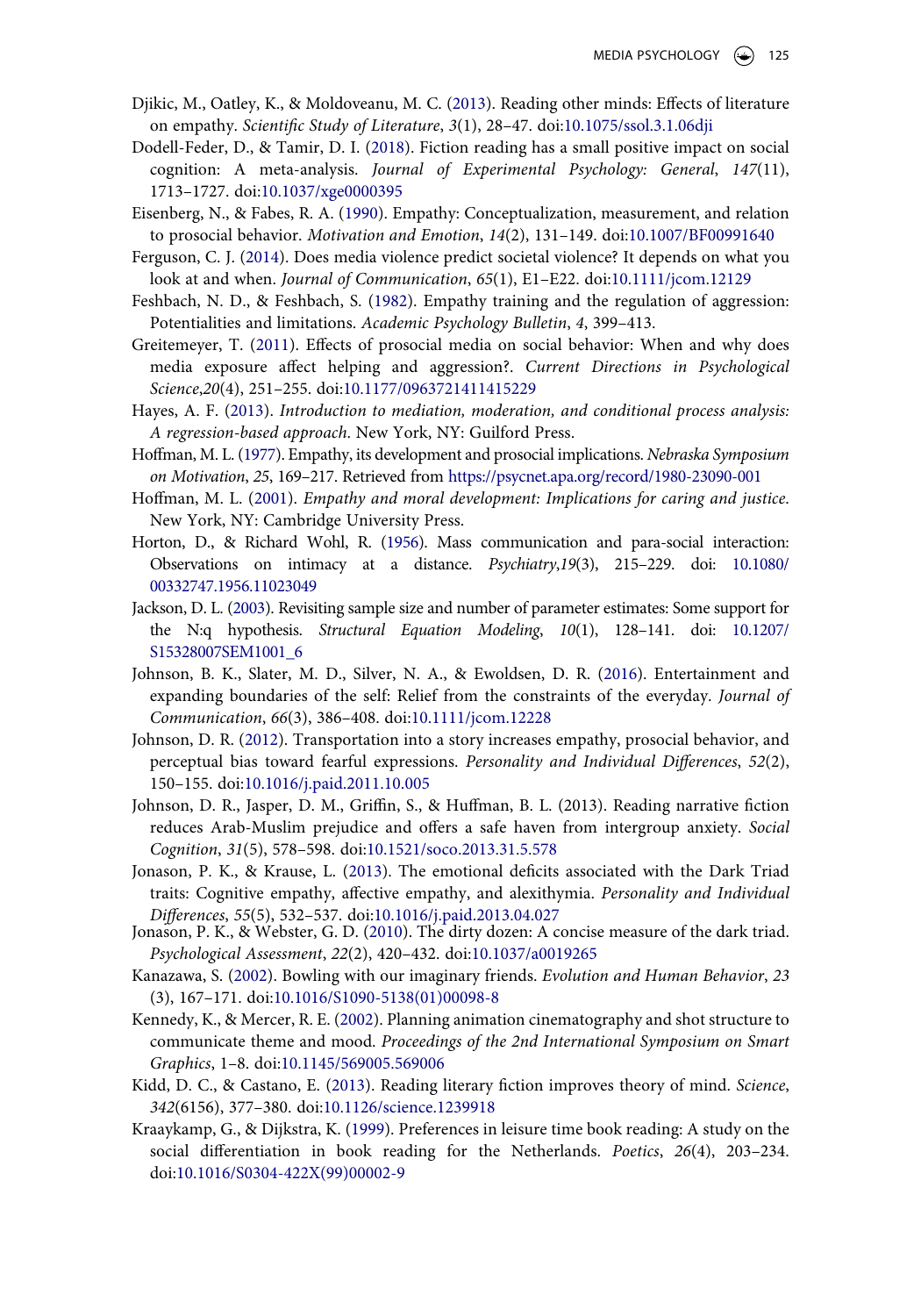Djikic, M., Oatley, K., & Moldoveanu, M. C. (2013). Reading other minds: Effects of literature on empathy. *Scientific Study of Literature*, *3*(1), 28–47. doi:10.1075/ssol.3.1.06dji

Dodell-Feder, D., & Tamir, D. I. (2018). Fiction reading has a small positive impact on social cognition: A meta-analysis. *Journal of Experimental Psychology: General*, *147*(11), 1713–1727. doi:10.1037/xge0000395

Eisenberg, N., & Fabes, R. A. (1990). Empathy: Conceptualization, measurement, and relation to prosocial behavior. *Motivation and Emotion*, *14*(2), 131–149. doi:10.1007/BF00991640

Ferguson, C. J. (2014). Does media violence predict societal violence? It depends on what you look at and when. *Journal of Communication*, *65*(1), E1–E22. doi:10.1111/jcom.12129

Feshbach, N. D., & Feshbach, S. (1982). Empathy training and the regulation of aggression: Potentialities and limitations. *Academic Psychology Bulletin*, *4*, 399–413.

Greitemeyer, T. (2011). Effects of prosocial media on social behavior: When and why does media exposure affect helping and aggression?. *Current Directions in Psychological Science*,*20*(4), 251–255. doi:10.1177/0963721411415229

Hayes, A. F. (2013). *Introduction to mediation, moderation, and conditional process analysis: A regression-based approach*. New York, NY: Guilford Press.

Hoffman, M. L. (1977). Empathy, its development and prosocial implications. *Nebraska Symposium on Motivation*, *25*, 169–217. Retrieved from https://psycnet.apa.org/record/1980-23090-001

Hoffman, M. L. (2001). *Empathy and moral development: Implications for caring and justice*. New York, NY: Cambridge University Press.

Horton, D., & Richard Wohl, R. (1956). Mass communication and para-social interaction: Observations on intimacy at a distance. *Psychiatry*,*19*(3), 215–229. doi: 10.1080/00332747.1956.11023049

Jackson, D. L. (2003). Revisiting sample size and number of parameter estimates: Some support for the N:q hypothesis. *Structural Equation Modeling*, *10*(1), 128–141. doi: 10.1207/S15328007SEM1001_6

Johnson, B. K., Slater, M. D., Silver, N. A., & Ewoldsen, D. R. (2016). Entertainment and expanding boundaries of the self: Relief from the constraints of the everyday. *Journal of Communication*, *66*(3), 386–408. doi:10.1111/jcom.12228

Johnson, D. R. (2012). Transportation into a story increases empathy, prosocial behavior, and perceptual bias toward fearful expressions. *Personality and Individual Differences*, *52*(2), 150–155. doi:10.1016/j.paid.2011.10.005

Johnson, D. R., Jasper, D. M., Griffin, S., & Huffman, B. L. (2013). Reading narrative fiction reduces Arab-Muslim prejudice and offers a safe haven from intergroup anxiety. *Social Cognition*, *31*(5), 578–598. doi:10.1521/soco.2013.31.5.578

Jonason, P. K., & Krause, L. (2013). The emotional deficits associated with the Dark Triad traits: Cognitive empathy, affective empathy, and alexithymia. *Personality and Individual Differences*, *55*(5), 532–537. doi:10.1016/j.paid.2013.04.027

Jonason, P. K., & Webster, G. D. (2010). The dirty dozen: A concise measure of the dark triad. *Psychological Assessment*, *22*(2), 420–432. doi:10.1037/a0019265

Kanazawa, S. (2002). Bowling with our imaginary friends. *Evolution and Human Behavior*, *23* (3), 167–171. doi:10.1016/S1090-5138(01)00098-8

Kennedy, K., & Mercer, R. E. (2002). Planning animation cinematography and shot structure to communicate theme and mood. *Proceedings of the 2nd International Symposium on Smart Graphics*, 1–8. doi:10.1145/569005.569006

Kidd, D. C., & Castano, E. (2013). Reading literary fiction improves theory of mind. *Science*, *342*(6156), 377–380. doi:10.1126/science.1239918

Kraaykamp, G., & Dijkstra, K. (1999). Preferences in leisure time book reading: A study on the social differentiation in book reading for the Netherlands. *Poetics*, *26*(4), 203–234. doi:10.1016/S0304-422X(99)00002-9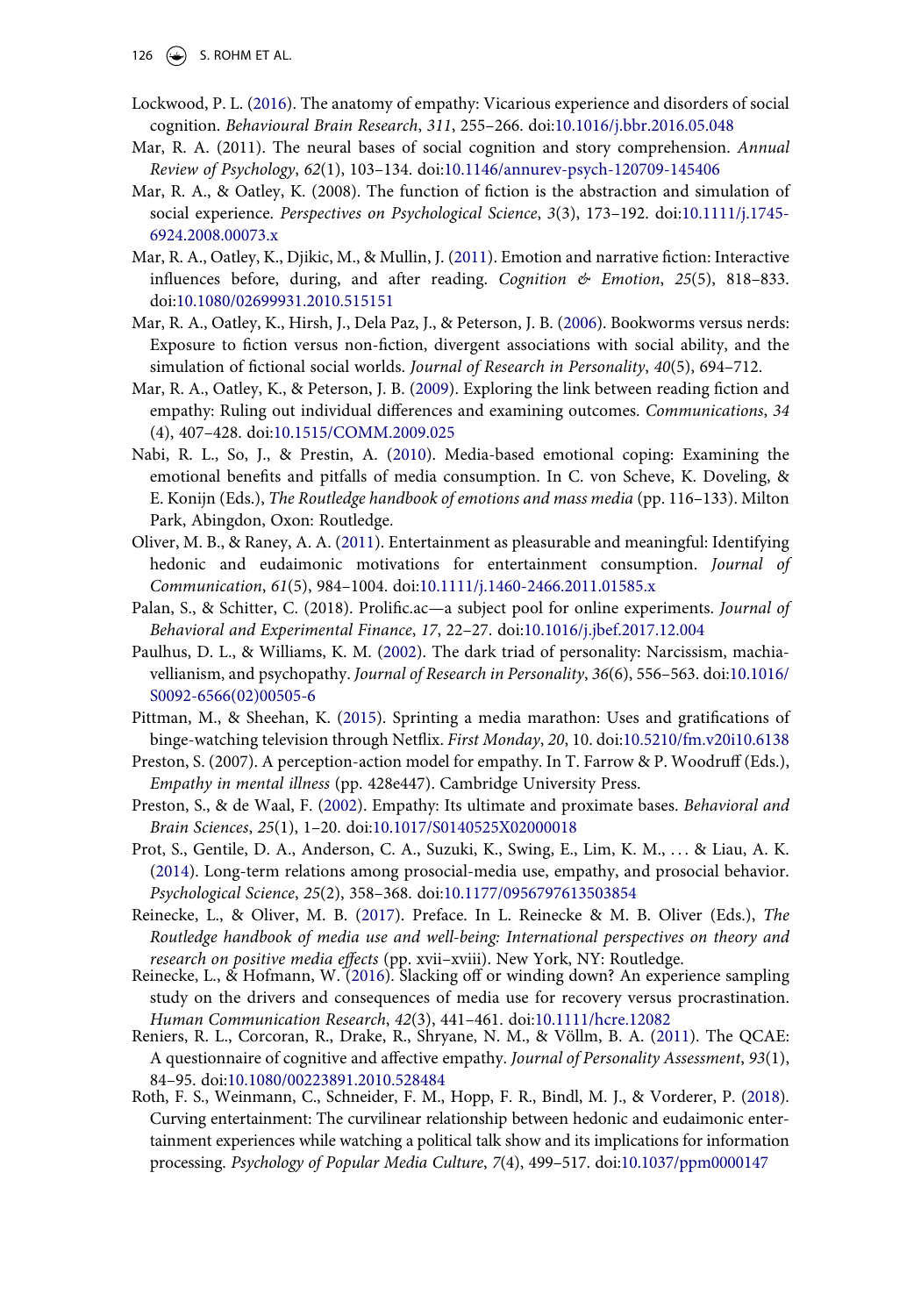Lockwood, P. L. (2016). The anatomy of empathy: Vicarious experience and disorders of social cognition. *Behavioural Brain Research*, *311*, 255–266. doi:10.1016/j.bbr.2016.05.048

Mar, R. A. (2011). The neural bases of social cognition and story comprehension. *Annual Review of Psychology*, *62*(1), 103–134. doi:10.1146/annurev-psych-120709-145406

Mar, R. A., & Oatley, K. (2008). The function of fiction is the abstraction and simulation of social experience. *Perspectives on Psychological Science*, *3*(3), 173–192. doi:10.1111/j.1745-6924.2008.00073.x

Mar, R. A., Oatley, K., Djikic, M., & Mullin, J. (2011). Emotion and narrative fiction: Interactive influences before, during, and after reading. *Cognition & Emotion*, *25*(5), 818–833. doi:10.1080/02699931.2010.515151

Mar, R. A., Oatley, K., Hirsh, J., Dela Paz, J., & Peterson, J. B. (2006). Bookworms versus nerds: Exposure to fiction versus non-fiction, divergent associations with social ability, and the simulation of fictional social worlds. *Journal of Research in Personality*, *40*(5), 694–712.

Mar, R. A., Oatley, K., & Peterson, J. B. (2009). Exploring the link between reading fiction and empathy: Ruling out individual differences and examining outcomes. *Communications*, *34* (4), 407–428. doi:10.1515/COMM.2009.025

Nabi, R. L., So, J., & Prestin, A. (2010). Media-based emotional coping: Examining the emotional benefits and pitfalls of media consumption. In C. von Scheve, K. Doveling, & E. Konijn (Eds.), *The Routledge handbook of emotions and mass media* (pp. 116–133). Milton Park, Abingdon, Oxon: Routledge.

Oliver, M. B., & Raney, A. A. (2011). Entertainment as pleasurable and meaningful: Identifying hedonic and eudaimonic motivations for entertainment consumption. *Journal of Communication*, *61*(5), 984–1004. doi:10.1111/j.1460-2466.2011.01585.x

Palan, S., & Schitter, C. (2018). Prolific.ac—a subject pool for online experiments. *Journal of Behavioral and Experimental Finance*, *17*, 22–27. doi:10.1016/j.jbef.2017.12.004

Paulhus, D. L., & Williams, K. M. (2002). The dark triad of personality: Narcissism, machiavellianism, and psychopathy. *Journal of Research in Personality*, *36*(6), 556–563. doi:10.1016/S0092-6566(02)00505-6

Pittman, M., & Sheehan, K. (2015). Sprinting a media marathon: Uses and gratifications of binge-watching television through Netflix. *First Monday*, *20*, 10. doi:10.5210/fm.v20i10.6138

Preston, S. (2007). A perception-action model for empathy. In T. Farrow & P. Woodruff (Eds.), *Empathy in mental illness* (pp. 428e447). Cambridge University Press.

Preston, S., & de Waal, F. (2002). Empathy: Its ultimate and proximate bases. *Behavioral and Brain Sciences*, *25*(1), 1–20. doi:10.1017/S0140525X02000018

Prot, S., Gentile, D. A., Anderson, C. A., Suzuki, K., Swing, E., Lim, K. M., ... & Liau, A. K. (2014). Long-term relations among prosocial-media use, empathy, and prosocial behavior. *Psychological Science*, *25*(2), 358–368. doi:10.1177/0956797613503854

Reinecke, L., & Oliver, M. B. (2017). Preface. In L. Reinecke & M. B. Oliver (Eds.), *The Routledge handbook of media use and well-being: International perspectives on theory and research on positive media effects* (pp. xvii–xviii). New York, NY: Routledge.

Reinecke, L., & Hofmann, W. (2016). Slacking off or winding down? An experience sampling study on the drivers and consequences of media use for recovery versus procrastination. *Human Communication Research*, *42*(3), 441–461. doi:10.1111/hcre.12082

Reniers, R. L., Corcoran, R., Drake, R., Shryane, N. M., & Völlm, B. A. (2011). The QCAE: A questionnaire of cognitive and affective empathy. *Journal of Personality Assessment*, *93*(1), 84–95. doi:10.1080/00223891.2010.528484

Roth, F. S., Weinmann, C., Schneider, F. M., Hopp, F. R., Bindl, M. J., & Vorderer, P. (2018). Curving entertainment: The curvilinear relationship between hedonic and eudaimonic entertainment experiences while watching a political talk show and its implications for information processing. *Psychology of Popular Media Culture*, *7*(4), 499–517. doi:10.1037/ppm0000147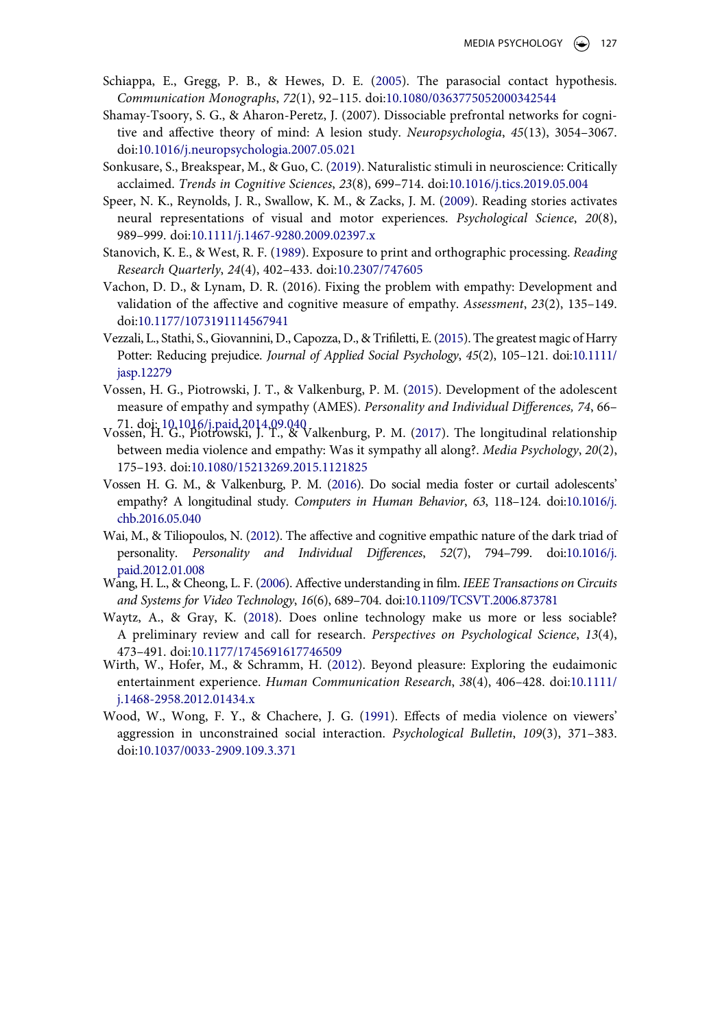Schiappa, E., Gregg, P. B., & Hewes, D. E. (2005). The parasocial contact hypothesis. *Communication Monographs*, *72*(1), 92–115. doi:10.1080/0363775052000342544

Shamay-Tsoory, S. G., & Aharon-Peretz, J. (2007). Dissociable prefrontal networks for cognitive and affective theory of mind: A lesion study. *Neuropsychologia*, *45*(13), 3054–3067. doi:10.1016/j.neuropsychologia.2007.05.021

Sonkusare, S., Breakspear, M., & Guo, C. (2019). Naturalistic stimuli in neuroscience: Critically acclaimed. *Trends in Cognitive Sciences*, *23*(8), 699–714. doi:10.1016/j.tics.2019.05.004

Speer, N. K., Reynolds, J. R., Swallow, K. M., & Zacks, J. M. (2009). Reading stories activates neural representations of visual and motor experiences. *Psychological Science*, *20*(8), 989–999. doi:10.1111/j.1467-9280.2009.02397.x

Stanovich, K. E., & West, R. F. (1989). Exposure to print and orthographic processing. *Reading Research Quarterly*, *24*(4), 402–433. doi:10.2307/747605

Vachon, D. D., & Lynam, D. R. (2016). Fixing the problem with empathy: Development and validation of the affective and cognitive measure of empathy. *Assessment*, *23*(2), 135–149. doi:10.1177/1073191114567941

Vezzali, L., Stathi, S., Giovannini, D., Capozza, D., & Trifiletti, E. (2015). The greatest magic of Harry Potter: Reducing prejudice. *Journal of Applied Social Psychology*, *45*(2), 105–121. doi:10.1111/jasp.12279

Vossen, H. G., Piotrowski, J. T., & Valkenburg, P. M. (2015). Development of the adolescent measure of empathy and sympathy (AMES). *Personality and Individual Differences, 74*, 66–71. doi: 10.1016/j.paid.2014.09.040

Vossen, H. G., Piotrowski, J. T., & Valkenburg, P. M. (2017). The longitudinal relationship between media violence and empathy: Was it sympathy all along?. *Media Psychology*, *20*(2), 175–193. doi:10.1080/15213269.2015.1121825

Vossen H. G. M., & Valkenburg, P. M. (2016). Do social media foster or curtail adolescents' empathy? A longitudinal study. *Computers in Human Behavior*, *63*, 118–124. doi:10.1016/j.chb.2016.05.040

Wai, M., & Tiliopoulos, N. (2012). The affective and cognitive empathic nature of the dark triad of personality. *Personality and Individual Differences*, *52*(7), 794–799. doi:10.1016/j.paid.2012.01.008

Wang, H. L., & Cheong, L. F. (2006). Affective understanding in film. *IEEE Transactions on Circuits and Systems for Video Technology*, *16*(6), 689–704. doi:10.1109/TCSVT.2006.873781

Waytz, A., & Gray, K. (2018). Does online technology make us more or less sociable? A preliminary review and call for research. *Perspectives on Psychological Science*, *13*(4), 473–491. doi:10.1177/1745691617746509

Wirth, W., Hofer, M., & Schramm, H. (2012). Beyond pleasure: Exploring the eudaimonic entertainment experience. *Human Communication Research*, *38*(4), 406–428. doi:10.1111/j.1468-2958.2012.01434.x

Wood, W., Wong, F. Y., & Chachere, J. G. (1991). Effects of media violence on viewers' aggression in unconstrained social interaction. *Psychological Bulletin*, *109*(3), 371–383. doi:10.1037/0033-2909.109.3.371